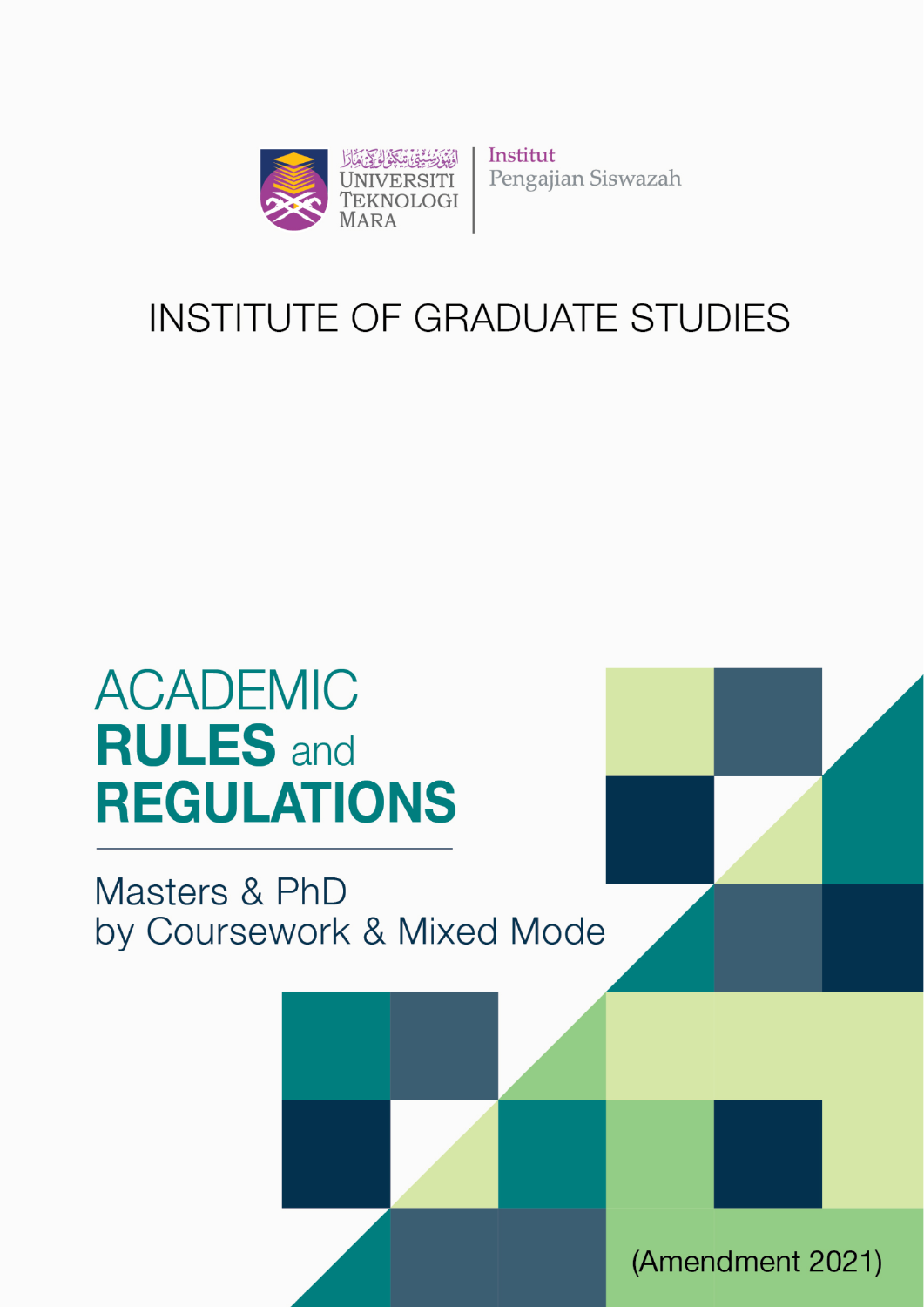UNIVERSITI TEKNOLOGI MARA | Institut Pengajian Siswazah

# INSTITUTE OF GRADUATE STUDIES

# ACADEMIC RULES and REGULATIONS

## Masters & PhD by Coursework & Mixed Mode

(Amendment 2021)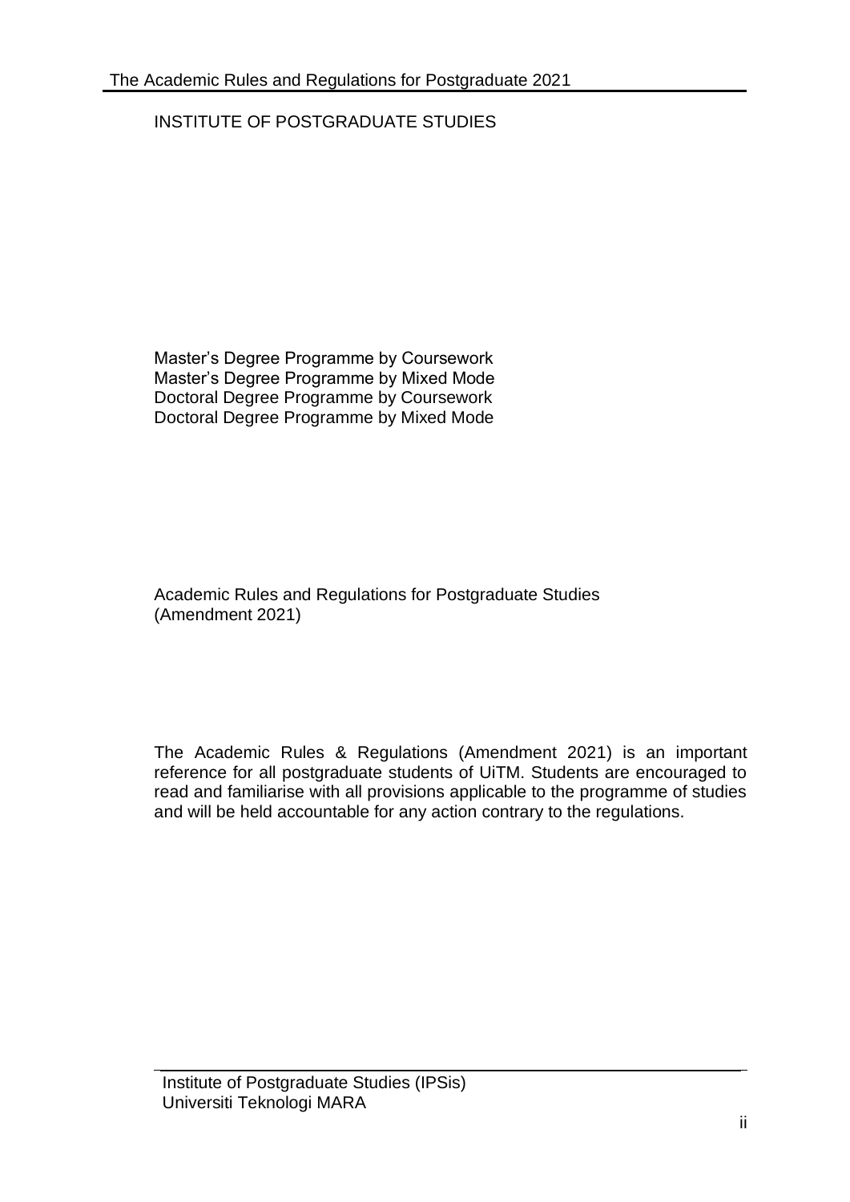# INSTITUTE OF POSTGRADUATE STUDIES

Master's Degree Programme by Coursework
Master's Degree Programme by Mixed Mode
Doctoral Degree Programme by Coursework
Doctoral Degree Programme by Mixed Mode

Academic Rules and Regulations for Postgraduate Studies
(Amendment 2021)

The Academic Rules & Regulations (Amendment 2021) is an important reference for all postgraduate students of UiTM. Students are encouraged to read and familiarise with all provisions applicable to the programme of studies and will be held accountable for any action contrary to the regulations.

Institute of Postgraduate Studies (IPSis)
Universiti Teknologi MARA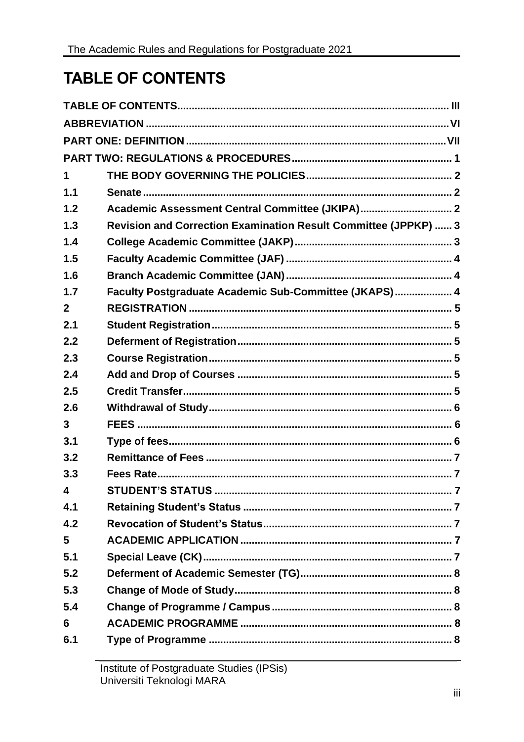# TABLE OF CONTENTS

| | | |
|---|---|---|
| **TABLE OF CONTENTS** | | **III** |
| **ABBREVIATION** | | **VI** |
| **PART ONE: DEFINITION** | | **VII** |
| **PART TWO: REGULATIONS & PROCEDURES** | | **1** |
| **1** | **THE BODY GOVERNING THE POLICIES** | **2** |
| **1.1** | **Senate** | **2** |
| **1.2** | **Academic Assessment Central Committee (JKIPA)** | **2** |
| **1.3** | **Revision and Correction Examination Result Committee (JPPKP)** | **3** |
| **1.4** | **College Academic Committee (JAKP)** | **3** |
| **1.5** | **Faculty Academic Committee (JAF)** | **4** |
| **1.6** | **Branch Academic Committee (JAN)** | **4** |
| **1.7** | **Faculty Postgraduate Academic Sub-Committee (JKAPS)** | **4** |
| **2** | **REGISTRATION** | **5** |
| **2.1** | **Student Registration** | **5** |
| **2.2** | **Deferment of Registration** | **5** |
| **2.3** | **Course Registration** | **5** |
| **2.4** | **Add and Drop of Courses** | **5** |
| **2.5** | **Credit Transfer** | **5** |
| **2.6** | **Withdrawal of Study** | **6** |
| **3** | **FEES** | **6** |
| **3.1** | **Type of fees** | **6** |
| **3.2** | **Remittance of Fees** | **7** |
| **3.3** | **Fees Rate** | **7** |
| **4** | **STUDENT'S STATUS** | **7** |
| **4.1** | **Retaining Student's Status** | **7** |
| **4.2** | **Revocation of Student's Status** | **7** |
| **5** | **ACADEMIC APPLICATION** | **7** |
| **5.1** | **Special Leave (CK)** | **7** |
| **5.2** | **Deferment of Academic Semester (TG)** | **8** |
| **5.3** | **Change of Mode of Study** | **8** |
| **5.4** | **Change of Programme / Campus** | **8** |
| **6** | **ACADEMIC PROGRAMME** | **8** |
| **6.1** | **Type of Programme** | **8** |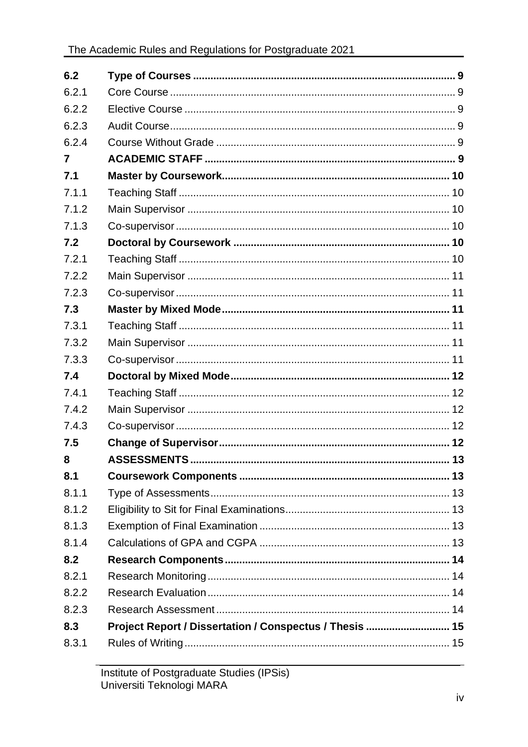| | | |
|---|---|---|
| **6.2** | **Type of Courses** | **9** |
| 6.2.1 | Core Course | 9 |
| 6.2.2 | Elective Course | 9 |
| 6.2.3 | Audit Course | 9 |
| 6.2.4 | Course Without Grade | 9 |
| **7** | **ACADEMIC STAFF** | **9** |
| **7.1** | **Master by Coursework** | **10** |
| 7.1.1 | Teaching Staff | 10 |
| 7.1.2 | Main Supervisor | 10 |
| 7.1.3 | Co-supervisor | 10 |
| **7.2** | **Doctoral by Coursework** | **10** |
| 7.2.1 | Teaching Staff | 10 |
| 7.2.2 | Main Supervisor | 11 |
| 7.2.3 | Co-supervisor | 11 |
| **7.3** | **Master by Mixed Mode** | **11** |
| 7.3.1 | Teaching Staff | 11 |
| 7.3.2 | Main Supervisor | 11 |
| 7.3.3 | Co-supervisor | 11 |
| **7.4** | **Doctoral by Mixed Mode** | **12** |
| 7.4.1 | Teaching Staff | 12 |
| 7.4.2 | Main Supervisor | 12 |
| 7.4.3 | Co-supervisor | 12 |
| **7.5** | **Change of Supervisor** | **12** |
| **8** | **ASSESSMENTS** | **13** |
| **8.1** | **Coursework Components** | **13** |
| 8.1.1 | Type of Assessments | 13 |
| 8.1.2 | Eligibility to Sit for Final Examinations | 13 |
| 8.1.3 | Exemption of Final Examination | 13 |
| 8.1.4 | Calculations of GPA and CGPA | 13 |
| **8.2** | **Research Components** | **14** |
| 8.2.1 | Research Monitoring | 14 |
| 8.2.2 | Research Evaluation | 14 |
| 8.2.3 | Research Assessment | 14 |
| **8.3** | **Project Report / Dissertation / Conspectus / Thesis** | **15** |
| 8.3.1 | Rules of Writing | 15 |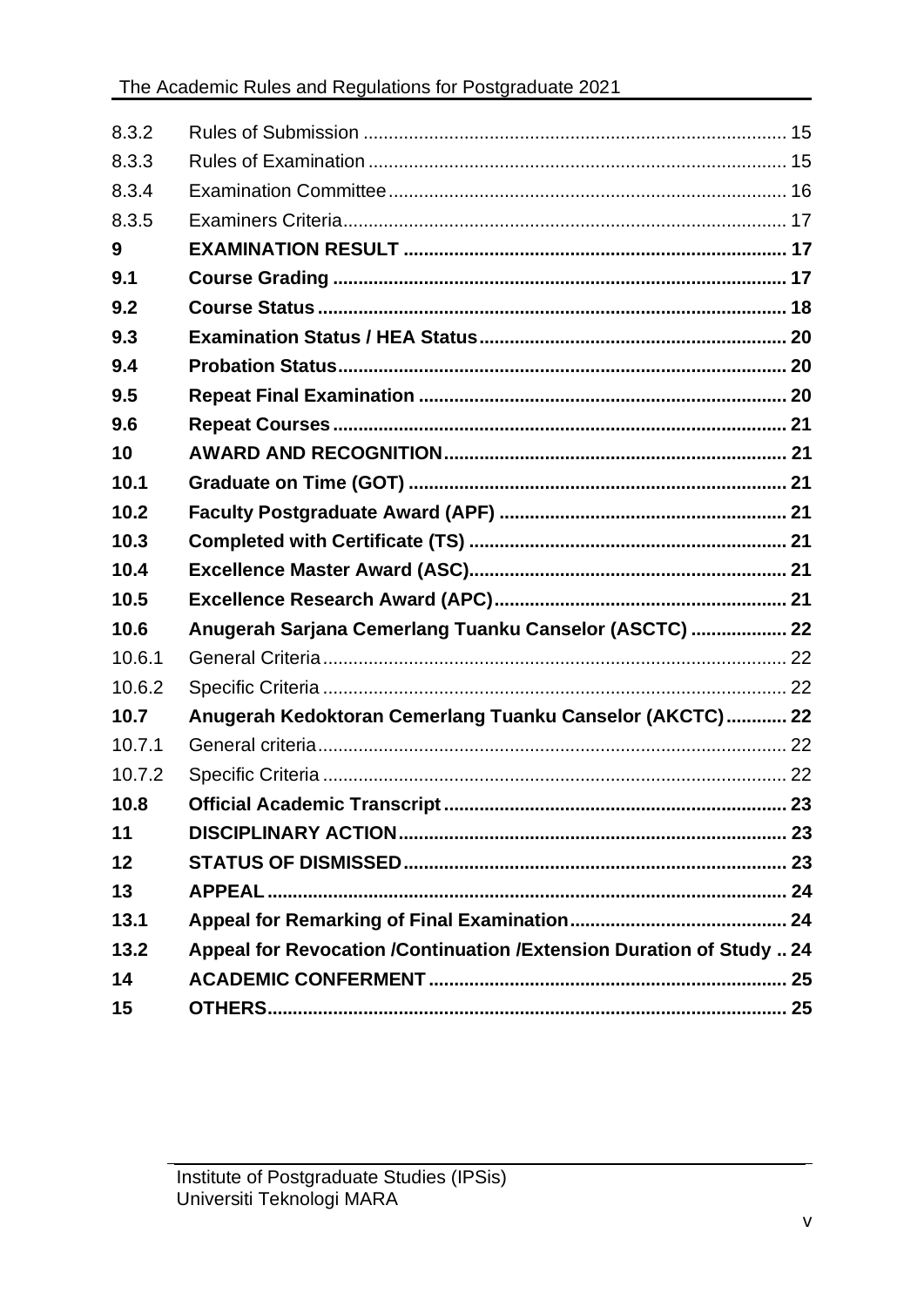| | | |
|---|---|---|
| 8.3.2 | Rules of Submission | 15 |
| 8.3.3 | Rules of Examination | 15 |
| 8.3.4 | Examination Committee | 16 |
| 8.3.5 | Examiners Criteria | 17 |
| **9** | **EXAMINATION RESULT** | **17** |
| **9.1** | **Course Grading** | **17** |
| **9.2** | **Course Status** | **18** |
| **9.3** | **Examination Status / HEA Status** | **20** |
| **9.4** | **Probation Status** | **20** |
| **9.5** | **Repeat Final Examination** | **20** |
| **9.6** | **Repeat Courses** | **21** |
| **10** | **AWARD AND RECOGNITION** | **21** |
| **10.1** | **Graduate on Time (GOT)** | **21** |
| **10.2** | **Faculty Postgraduate Award (APF)** | **21** |
| **10.3** | **Completed with Certificate (TS)** | **21** |
| **10.4** | **Excellence Master Award (ASC)** | **21** |
| **10.5** | **Excellence Research Award (APC)** | **21** |
| **10.6** | **Anugerah Sarjana Cemerlang Tuanku Canselor (ASCTC)** | **22** |
| 10.6.1 | General Criteria | 22 |
| 10.6.2 | Specific Criteria | 22 |
| **10.7** | **Anugerah Kedoktoran Cemerlang Tuanku Canselor (AKCTC)** | **22** |
| 10.7.1 | General criteria | 22 |
| 10.7.2 | Specific Criteria | 22 |
| **10.8** | **Official Academic Transcript** | **23** |
| **11** | **DISCIPLINARY ACTION** | **23** |
| **12** | **STATUS OF DISMISSED** | **23** |
| **13** | **APPEAL** | **24** |
| **13.1** | **Appeal for Remarking of Final Examination** | **24** |
| **13.2** | **Appeal for Revocation /Continuation /Extension Duration of Study** | **24** |
| **14** | **ACADEMIC CONFERMENT** | **25** |
| **15** | **OTHERS** | **25** |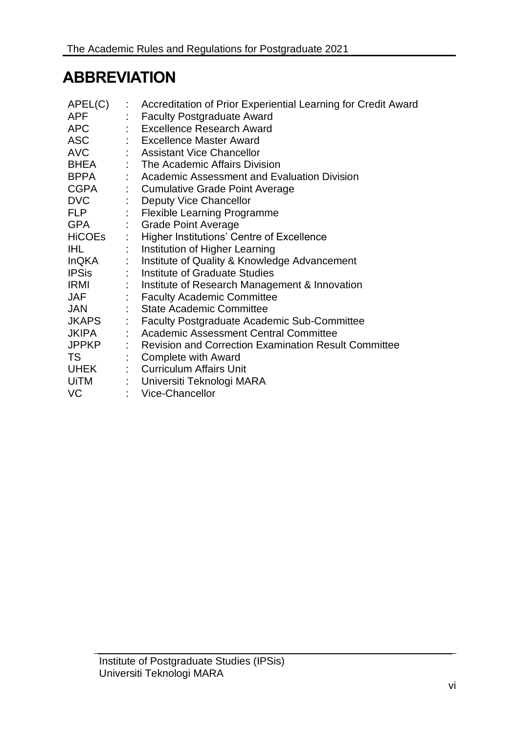# ABBREVIATION

| | | |
|---|---|---|
| APEL(C) | : | Accreditation of Prior Experiential Learning for Credit Award |
| APF | : | Faculty Postgraduate Award |
| APC | : | Excellence Research Award |
| ASC | : | Excellence Master Award |
| AVC | : | Assistant Vice Chancellor |
| BHEA | : | The Academic Affairs Division |
| BPPA | : | Academic Assessment and Evaluation Division |
| CGPA | : | Cumulative Grade Point Average |
| DVC | : | Deputy Vice Chancellor |
| FLP | : | Flexible Learning Programme |
| GPA | : | Grade Point Average |
| HiCOEs | : | Higher Institutions' Centre of Excellence |
| IHL | : | Institution of Higher Learning |
| InQKA | : | Institute of Quality & Knowledge Advancement |
| IPSis | : | Institute of Graduate Studies |
| IRMI | : | Institute of Research Management & Innovation |
| JAF | : | Faculty Academic Committee |
| JAN | : | State Academic Committee |
| JKAPS | : | Faculty Postgraduate Academic Sub-Committee |
| JKIPA | : | Academic Assessment Central Committee |
| JPPKP | : | Revision and Correction Examination Result Committee |
| TS | : | Complete with Award |
| UHEK | : | Curriculum Affairs Unit |
| UiTM | : | Universiti Teknologi MARA |
| VC | : | Vice-Chancellor |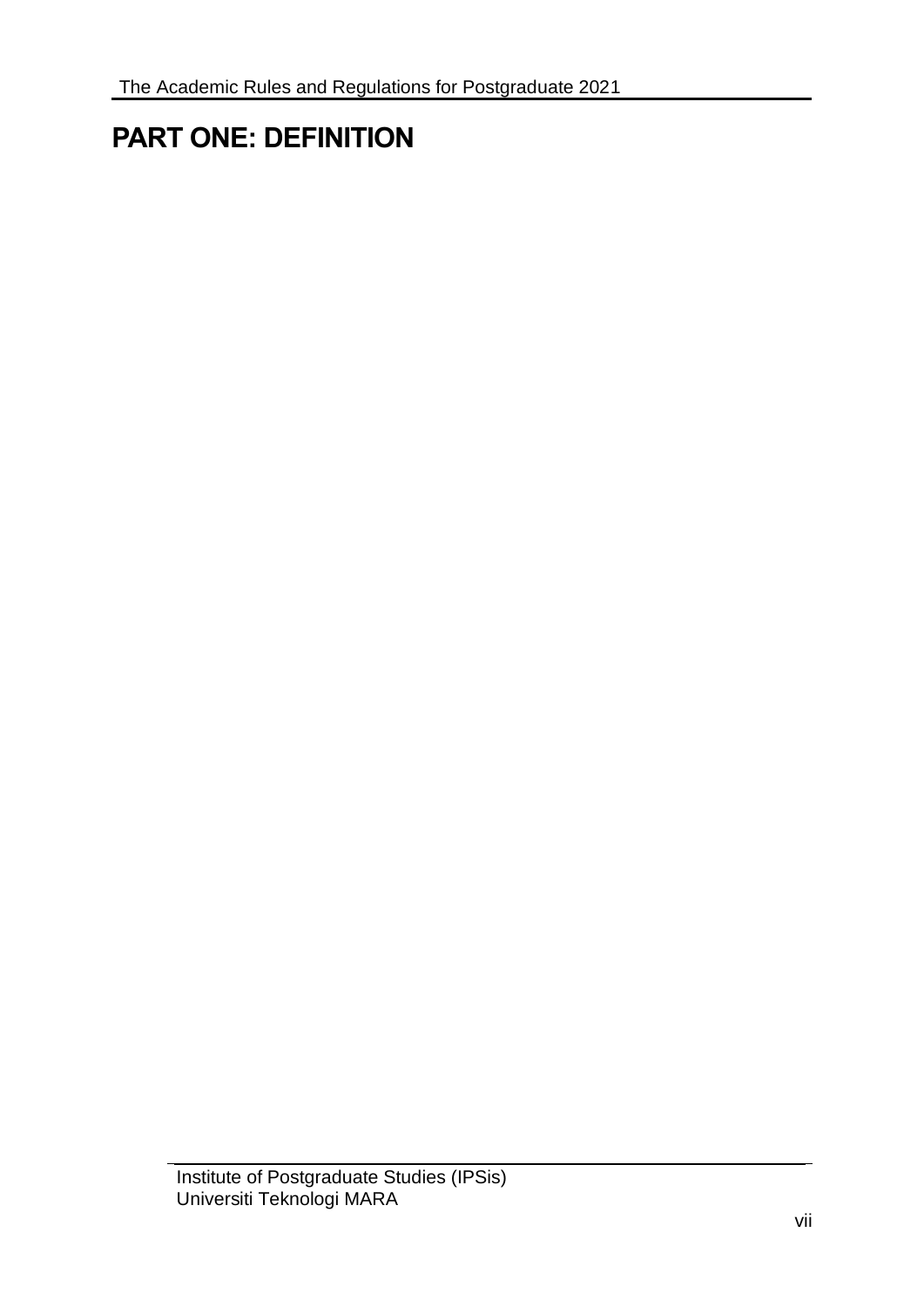# PART ONE: DEFINITION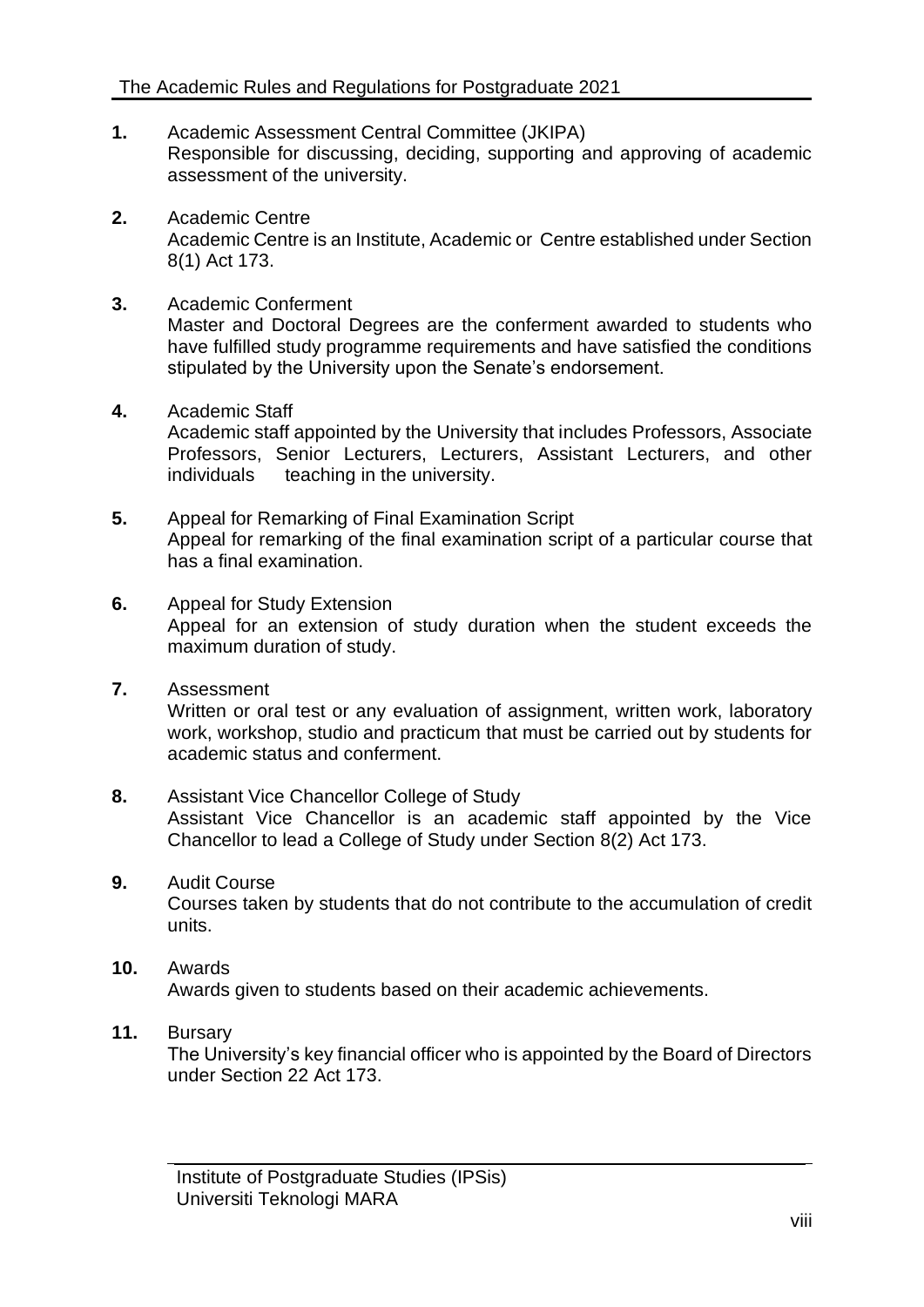**1.** Academic Assessment Central Committee (JKIPA)
Responsible for discussing, deciding, supporting and approving of academic assessment of the university.

**2.** Academic Centre
Academic Centre is an Institute, Academic or Centre established under Section 8(1) Act 173.

**3.** Academic Conferment
Master and Doctoral Degrees are the conferment awarded to students who have fulfilled study programme requirements and have satisfied the conditions stipulated by the University upon the Senate's endorsement.

**4.** Academic Staff
Academic staff appointed by the University that includes Professors, Associate Professors, Senior Lecturers, Lecturers, Assistant Lecturers, and other individuals teaching in the university.

**5.** Appeal for Remarking of Final Examination Script
Appeal for remarking of the final examination script of a particular course that has a final examination.

**6.** Appeal for Study Extension
Appeal for an extension of study duration when the student exceeds the maximum duration of study.

**7.** Assessment
Written or oral test or any evaluation of assignment, written work, laboratory work, workshop, studio and practicum that must be carried out by students for academic status and conferment.

**8.** Assistant Vice Chancellor College of Study
Assistant Vice Chancellor is an academic staff appointed by the Vice Chancellor to lead a College of Study under Section 8(2) Act 173.

**9.** Audit Course
Courses taken by students that do not contribute to the accumulation of credit units.

**10.** Awards
Awards given to students based on their academic achievements.

**11.** Bursary
The University's key financial officer who is appointed by the Board of Directors under Section 22 Act 173.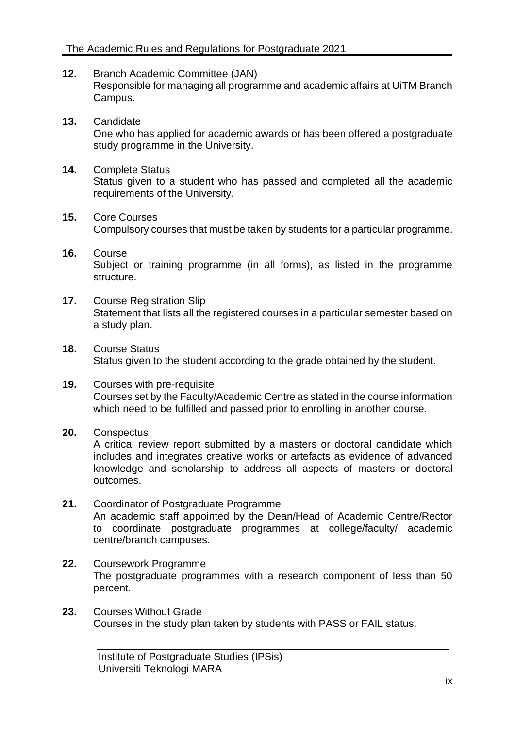**12.** Branch Academic Committee (JAN)
Responsible for managing all programme and academic affairs at UiTM Branch Campus.

**13.** Candidate
One who has applied for academic awards or has been offered a postgraduate study programme in the University.

**14.** Complete Status
Status given to a student who has passed and completed all the academic requirements of the University.

**15.** Core Courses
Compulsory courses that must be taken by students for a particular programme.

**16.** Course
Subject or training programme (in all forms), as listed in the programme structure.

**17.** Course Registration Slip
Statement that lists all the registered courses in a particular semester based on a study plan.

**18.** Course Status
Status given to the student according to the grade obtained by the student.

**19.** Courses with pre-requisite
Courses set by the Faculty/Academic Centre as stated in the course information which need to be fulfilled and passed prior to enrolling in another course.

**20.** Conspectus
A critical review report submitted by a masters or doctoral candidate which includes and integrates creative works or artefacts as evidence of advanced knowledge and scholarship to address all aspects of masters or doctoral outcomes.

**21.** Coordinator of Postgraduate Programme
An academic staff appointed by the Dean/Head of Academic Centre/Rector to coordinate postgraduate programmes at college/faculty/ academic centre/branch campuses.

**22.** Coursework Programme
The postgraduate programmes with a research component of less than 50 percent.

**23.** Courses Without Grade
Courses in the study plan taken by students with PASS or FAIL status.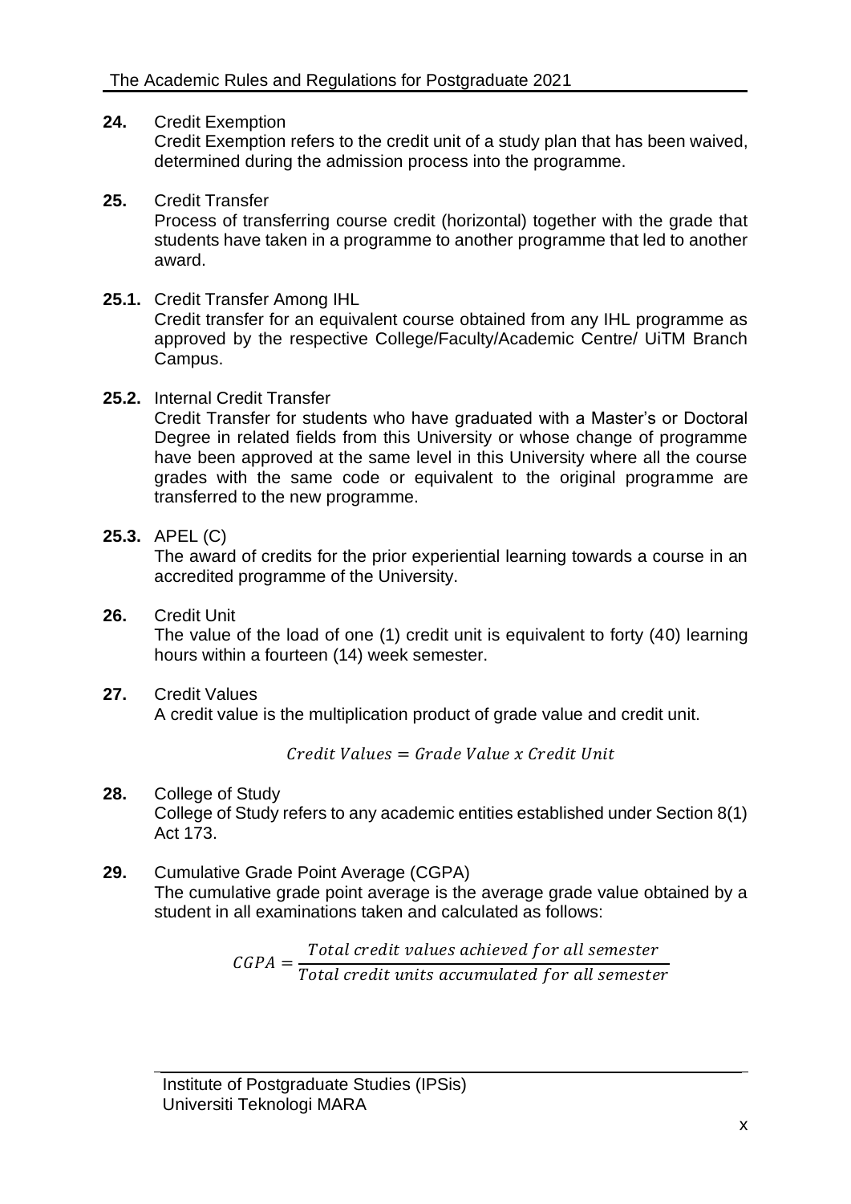**24.** Credit Exemption

Credit Exemption refers to the credit unit of a study plan that has been waived, determined during the admission process into the programme.

**25.** Credit Transfer

Process of transferring course credit (horizontal) together with the grade that students have taken in a programme to another programme that led to another award.

**25.1.** Credit Transfer Among IHL

Credit transfer for an equivalent course obtained from any IHL programme as approved by the respective College/Faculty/Academic Centre/ UiTM Branch Campus.

**25.2.** Internal Credit Transfer

Credit Transfer for students who have graduated with a Master's or Doctoral Degree in related fields from this University or whose change of programme have been approved at the same level in this University where all the course grades with the same code or equivalent to the original programme are transferred to the new programme.

**25.3.** APEL (C)

The award of credits for the prior experiential learning towards a course in an accredited programme of the University.

**26.** Credit Unit

The value of the load of one (1) credit unit is equivalent to forty (40) learning hours within a fourteen (14) week semester.

**27.** Credit Values

A credit value is the multiplication product of grade value and credit unit.

$$Credit\ Values = Grade\ Value\ x\ Credit\ Unit$$

**28.** College of Study

College of Study refers to any academic entities established under Section 8(1) Act 173.

**29.** Cumulative Grade Point Average (CGPA)

The cumulative grade point average is the average grade value obtained by a student in all examinations taken and calculated as follows:

$$CGPA = \frac{Total\ credit\ values\ achieved\ for\ all\ semester}{Total\ credit\ units\ accumulated\ for\ all\ semester}$$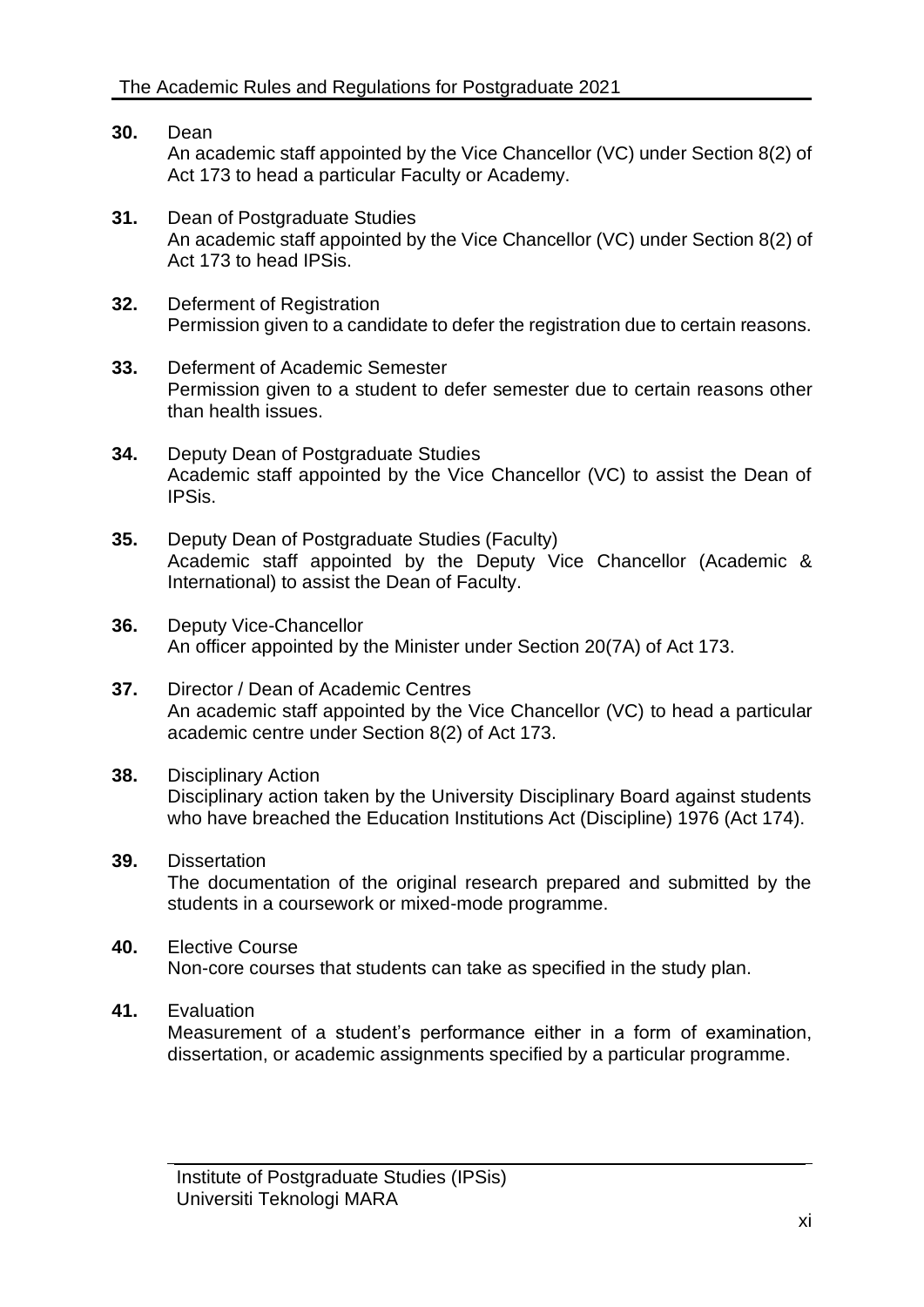**30.** Dean
An academic staff appointed by the Vice Chancellor (VC) under Section 8(2) of Act 173 to head a particular Faculty or Academy.

**31.** Dean of Postgraduate Studies
An academic staff appointed by the Vice Chancellor (VC) under Section 8(2) of Act 173 to head IPSis.

**32.** Deferment of Registration
Permission given to a candidate to defer the registration due to certain reasons.

**33.** Deferment of Academic Semester
Permission given to a student to defer semester due to certain reasons other than health issues.

**34.** Deputy Dean of Postgraduate Studies
Academic staff appointed by the Vice Chancellor (VC) to assist the Dean of IPSis.

**35.** Deputy Dean of Postgraduate Studies (Faculty)
Academic staff appointed by the Deputy Vice Chancellor (Academic & International) to assist the Dean of Faculty.

**36.** Deputy Vice-Chancellor
An officer appointed by the Minister under Section 20(7A) of Act 173.

**37.** Director / Dean of Academic Centres
An academic staff appointed by the Vice Chancellor (VC) to head a particular academic centre under Section 8(2) of Act 173.

**38.** Disciplinary Action
Disciplinary action taken by the University Disciplinary Board against students who have breached the Education Institutions Act (Discipline) 1976 (Act 174).

**39.** Dissertation
The documentation of the original research prepared and submitted by the students in a coursework or mixed-mode programme.

**40.** Elective Course
Non-core courses that students can take as specified in the study plan.

**41.** Evaluation
Measurement of a student's performance either in a form of examination, dissertation, or academic assignments specified by a particular programme.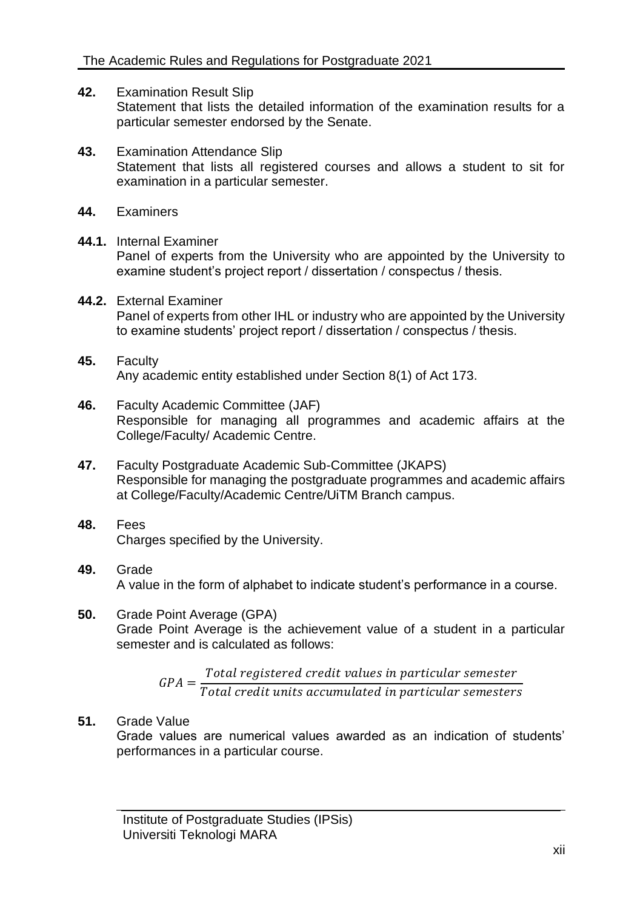**42.** Examination Result Slip
Statement that lists the detailed information of the examination results for a particular semester endorsed by the Senate.

**43.** Examination Attendance Slip
Statement that lists all registered courses and allows a student to sit for examination in a particular semester.

**44.** Examiners

**44.1.** Internal Examiner
Panel of experts from the University who are appointed by the University to examine student's project report / dissertation / conspectus / thesis.

**44.2.** External Examiner
Panel of experts from other IHL or industry who are appointed by the University to examine students' project report / dissertation / conspectus / thesis.

**45.** Faculty
Any academic entity established under Section 8(1) of Act 173.

**46.** Faculty Academic Committee (JAF)
Responsible for managing all programmes and academic affairs at the College/Faculty/ Academic Centre.

**47.** Faculty Postgraduate Academic Sub-Committee (JKAPS)
Responsible for managing the postgraduate programmes and academic affairs at College/Faculty/Academic Centre/UiTM Branch campus.

**48.** Fees
Charges specified by the University.

**49.** Grade
A value in the form of alphabet to indicate student's performance in a course.

**50.** Grade Point Average (GPA)
Grade Point Average is the achievement value of a student in a particular semester and is calculated as follows:

$$GPA = \frac{Total\ registered\ credit\ values\ in\ particular\ semester}{Total\ credit\ units\ accumulated\ in\ particular\ semesters}$$

**51.** Grade Value
Grade values are numerical values awarded as an indication of students' performances in a particular course.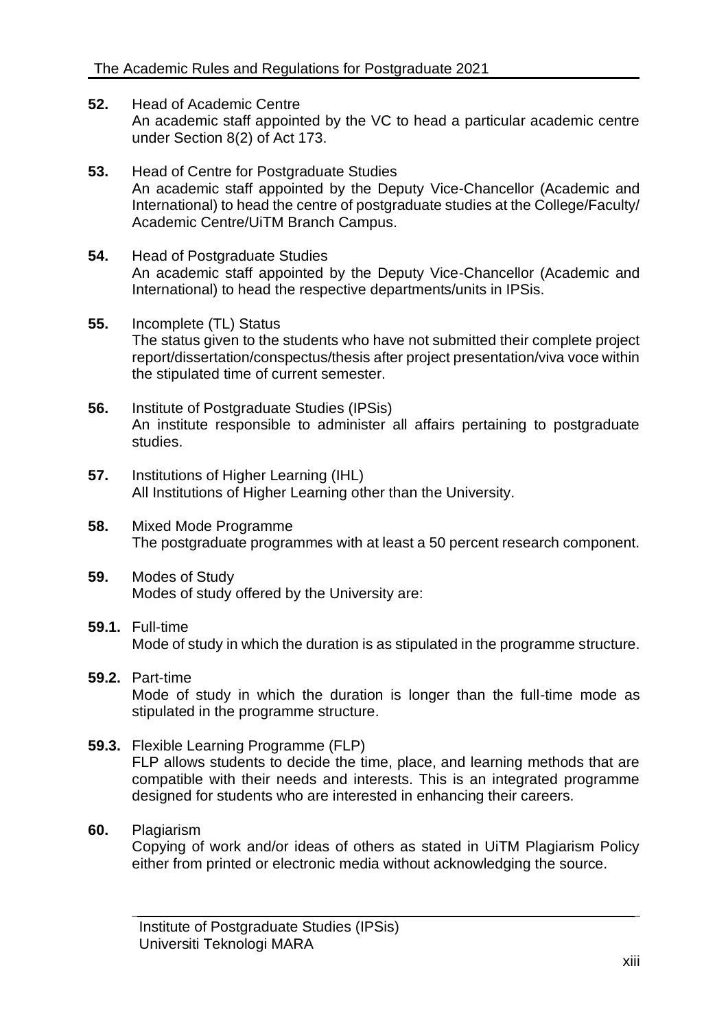**52.** Head of Academic Centre
An academic staff appointed by the VC to head a particular academic centre under Section 8(2) of Act 173.

**53.** Head of Centre for Postgraduate Studies
An academic staff appointed by the Deputy Vice-Chancellor (Academic and International) to head the centre of postgraduate studies at the College/Faculty/ Academic Centre/UiTM Branch Campus.

**54.** Head of Postgraduate Studies
An academic staff appointed by the Deputy Vice-Chancellor (Academic and International) to head the respective departments/units in IPSis.

**55.** Incomplete (TL) Status
The status given to the students who have not submitted their complete project report/dissertation/conspectus/thesis after project presentation/viva voce within the stipulated time of current semester.

**56.** Institute of Postgraduate Studies (IPSis)
An institute responsible to administer all affairs pertaining to postgraduate studies.

**57.** Institutions of Higher Learning (IHL)
All Institutions of Higher Learning other than the University.

**58.** Mixed Mode Programme
The postgraduate programmes with at least a 50 percent research component.

**59.** Modes of Study
Modes of study offered by the University are:

**59.1.** Full-time
Mode of study in which the duration is as stipulated in the programme structure.

**59.2.** Part-time
Mode of study in which the duration is longer than the full-time mode as stipulated in the programme structure.

**59.3.** Flexible Learning Programme (FLP)
FLP allows students to decide the time, place, and learning methods that are compatible with their needs and interests. This is an integrated programme designed for students who are interested in enhancing their careers.

**60.** Plagiarism
Copying of work and/or ideas of others as stated in UiTM Plagiarism Policy either from printed or electronic media without acknowledging the source.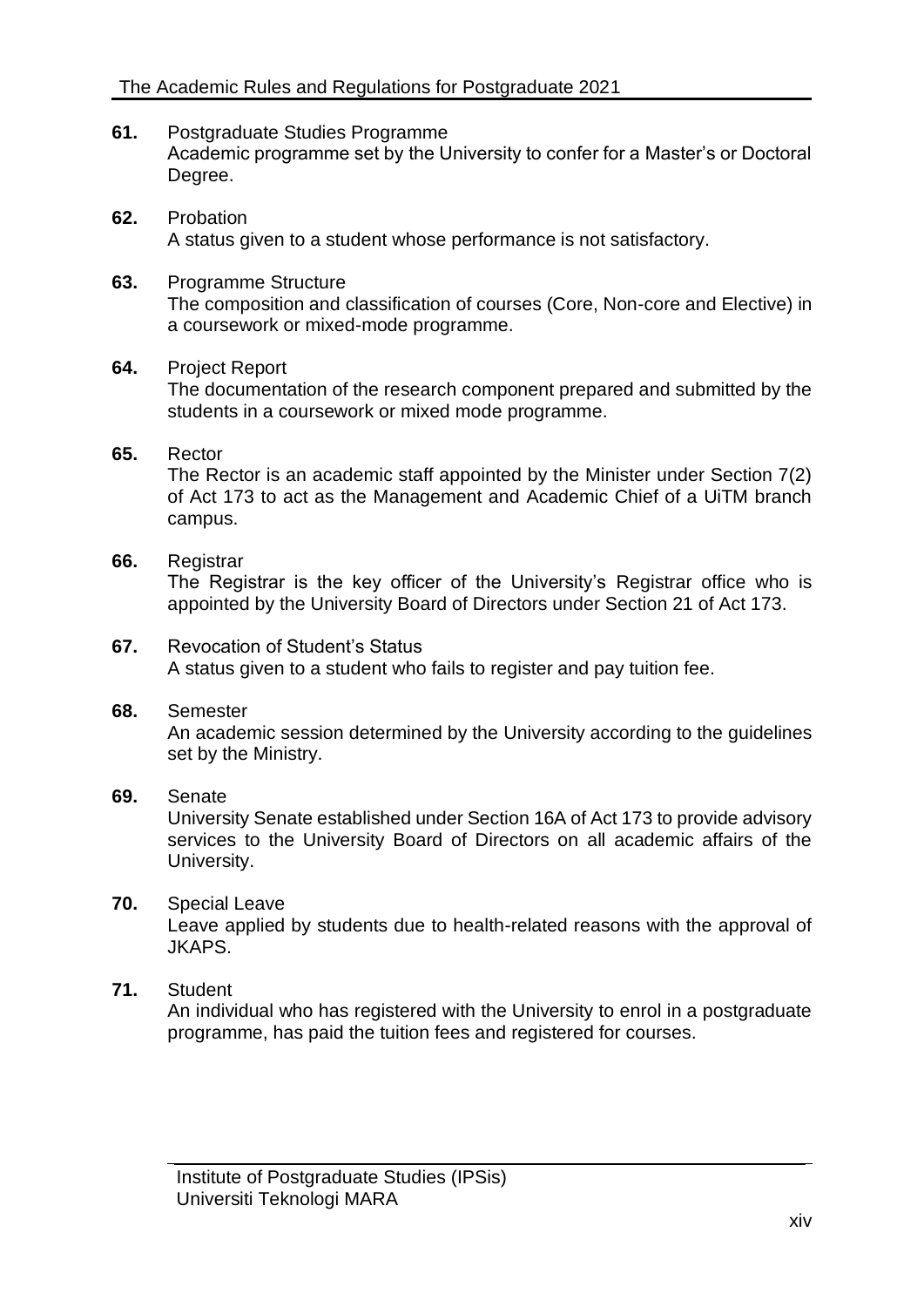**61.** Postgraduate Studies Programme
Academic programme set by the University to confer for a Master's or Doctoral Degree.

**62.** Probation
A status given to a student whose performance is not satisfactory.

**63.** Programme Structure
The composition and classification of courses (Core, Non-core and Elective) in a coursework or mixed-mode programme.

**64.** Project Report
The documentation of the research component prepared and submitted by the students in a coursework or mixed mode programme.

**65.** Rector
The Rector is an academic staff appointed by the Minister under Section 7(2) of Act 173 to act as the Management and Academic Chief of a UiTM branch campus.

**66.** Registrar
The Registrar is the key officer of the University's Registrar office who is appointed by the University Board of Directors under Section 21 of Act 173.

**67.** Revocation of Student's Status
A status given to a student who fails to register and pay tuition fee.

**68.** Semester
An academic session determined by the University according to the guidelines set by the Ministry.

**69.** Senate
University Senate established under Section 16A of Act 173 to provide advisory services to the University Board of Directors on all academic affairs of the University.

**70.** Special Leave
Leave applied by students due to health-related reasons with the approval of JKAPS.

**71.** Student
An individual who has registered with the University to enrol in a postgraduate programme, has paid the tuition fees and registered for courses.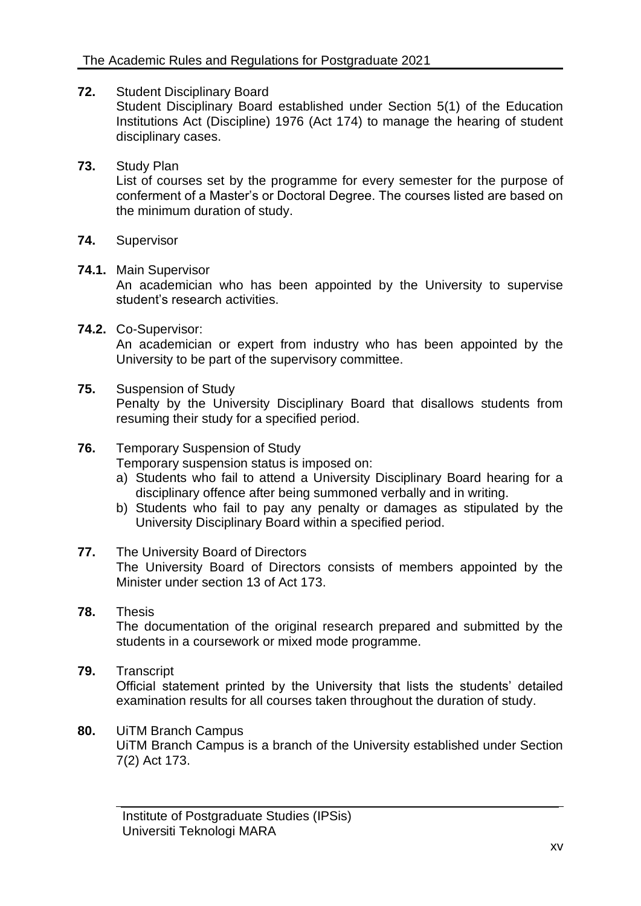**72.** Student Disciplinary Board

Student Disciplinary Board established under Section 5(1) of the Education Institutions Act (Discipline) 1976 (Act 174) to manage the hearing of student disciplinary cases.

**73.** Study Plan

List of courses set by the programme for every semester for the purpose of conferment of a Master's or Doctoral Degree. The courses listed are based on the minimum duration of study.

**74.** Supervisor

**74.1.** Main Supervisor

An academician who has been appointed by the University to supervise student's research activities.

**74.2.** Co-Supervisor:

An academician or expert from industry who has been appointed by the University to be part of the supervisory committee.

**75.** Suspension of Study

Penalty by the University Disciplinary Board that disallows students from resuming their study for a specified period.

**76.** Temporary Suspension of Study

Temporary suspension status is imposed on:

a) Students who fail to attend a University Disciplinary Board hearing for a disciplinary offence after being summoned verbally and in writing.
b) Students who fail to pay any penalty or damages as stipulated by the University Disciplinary Board within a specified period.

**77.** The University Board of Directors

The University Board of Directors consists of members appointed by the Minister under section 13 of Act 173.

**78.** Thesis

The documentation of the original research prepared and submitted by the students in a coursework or mixed mode programme.

**79.** Transcript

Official statement printed by the University that lists the students' detailed examination results for all courses taken throughout the duration of study.

**80.** UiTM Branch Campus

UiTM Branch Campus is a branch of the University established under Section 7(2) Act 173.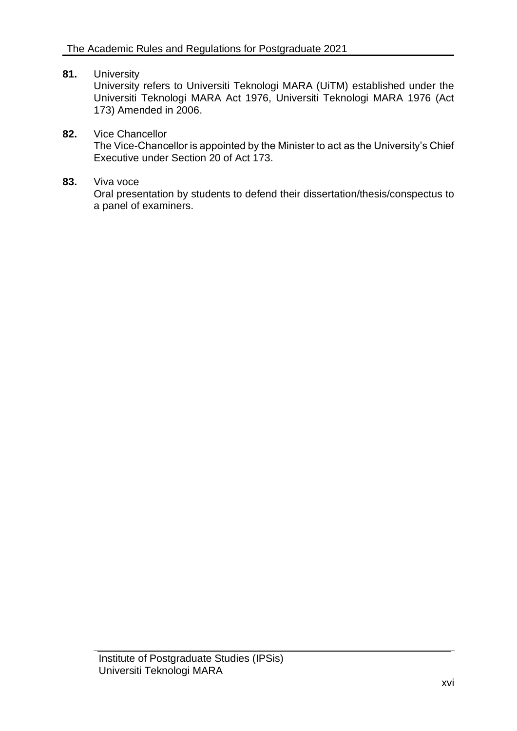**81.** University

University refers to Universiti Teknologi MARA (UiTM) established under the Universiti Teknologi MARA Act 1976, Universiti Teknologi MARA 1976 (Act 173) Amended in 2006.

**82.** Vice Chancellor

The Vice-Chancellor is appointed by the Minister to act as the University's Chief Executive under Section 20 of Act 173.

**83.** Viva voce

Oral presentation by students to defend their dissertation/thesis/conspectus to a panel of examiners.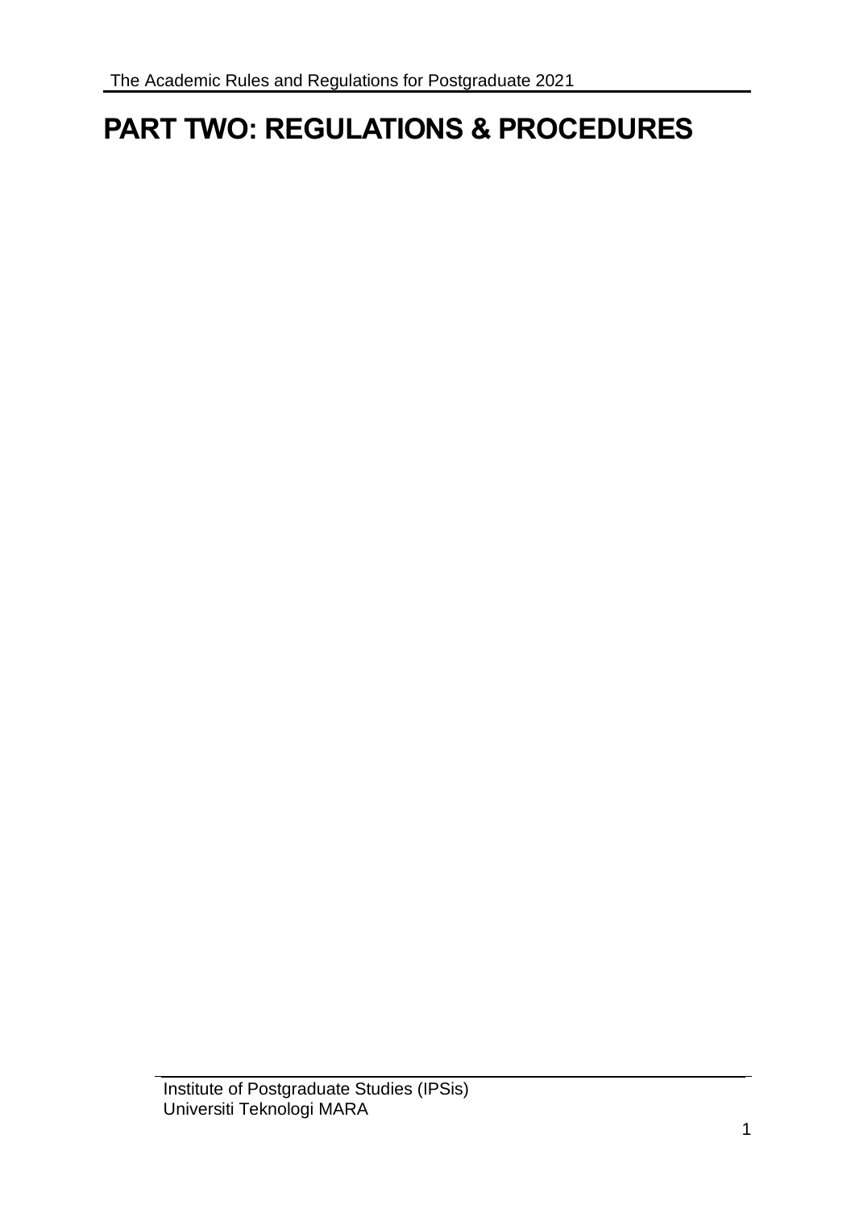# PART TWO: REGULATIONS & PROCEDURES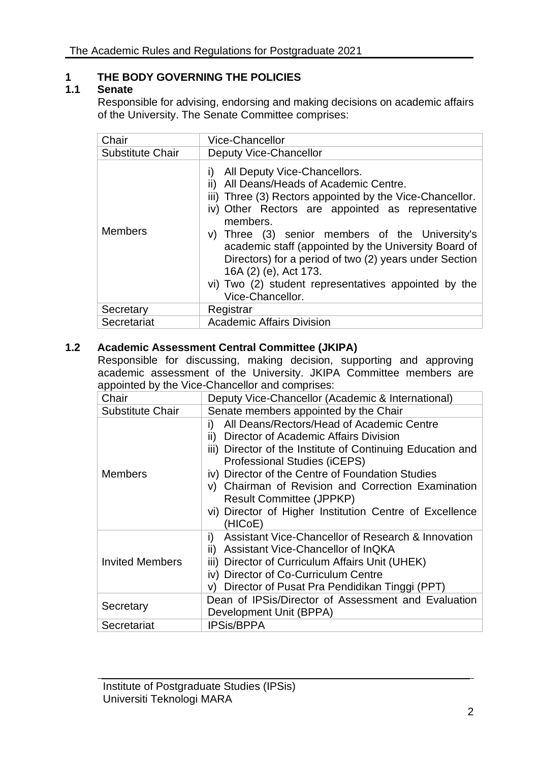# 1 THE BODY GOVERNING THE POLICIES

## 1.1 Senate

Responsible for advising, endorsing and making decisions on academic affairs of the University. The Senate Committee comprises:

| | |
|---|---|
| Chair | Vice-Chancellor |
| Substitute Chair | Deputy Vice-Chancellor |
| Members | i) All Deputy Vice-Chancellors.<br>ii) All Deans/Heads of Academic Centre.<br>iii) Three (3) Rectors appointed by the Vice-Chancellor.<br>iv) Other Rectors are appointed as representative members.<br>v) Three (3) senior members of the University's academic staff (appointed by the University Board of Directors) for a period of two (2) years under Section 16A (2) (e), Act 173.<br>vi) Two (2) student representatives appointed by the Vice-Chancellor. |
| Secretary | Registrar |
| Secretariat | Academic Affairs Division |

## 1.2 Academic Assessment Central Committee (JKIPA)

Responsible for discussing, making decision, supporting and approving academic assessment of the University. JKIPA Committee members are appointed by the Vice-Chancellor and comprises:

| | |
|---|---|
| Chair | Deputy Vice-Chancellor (Academic & International) |
| Substitute Chair | Senate members appointed by the Chair |
| Members | i) All Deans/Rectors/Head of Academic Centre<br>ii) Director of Academic Affairs Division<br>iii) Director of the Institute of Continuing Education and Professional Studies (iCEPS)<br>iv) Director of the Centre of Foundation Studies<br>v) Chairman of Revision and Correction Examination Result Committee (JPPKP)<br>vi) Director of Higher Institution Centre of Excellence (HICoE) |
| Invited Members | i) Assistant Vice-Chancellor of Research & Innovation<br>ii) Assistant Vice-Chancellor of InQKA<br>iii) Director of Curriculum Affairs Unit (UHEK)<br>iv) Director of Co-Curriculum Centre<br>v) Director of Pusat Pra Pendidikan Tinggi (PPT) |
| Secretary | Dean of IPSis/Director of Assessment and Evaluation Development Unit (BPPA) |
| Secretariat | IPSis/BPPA |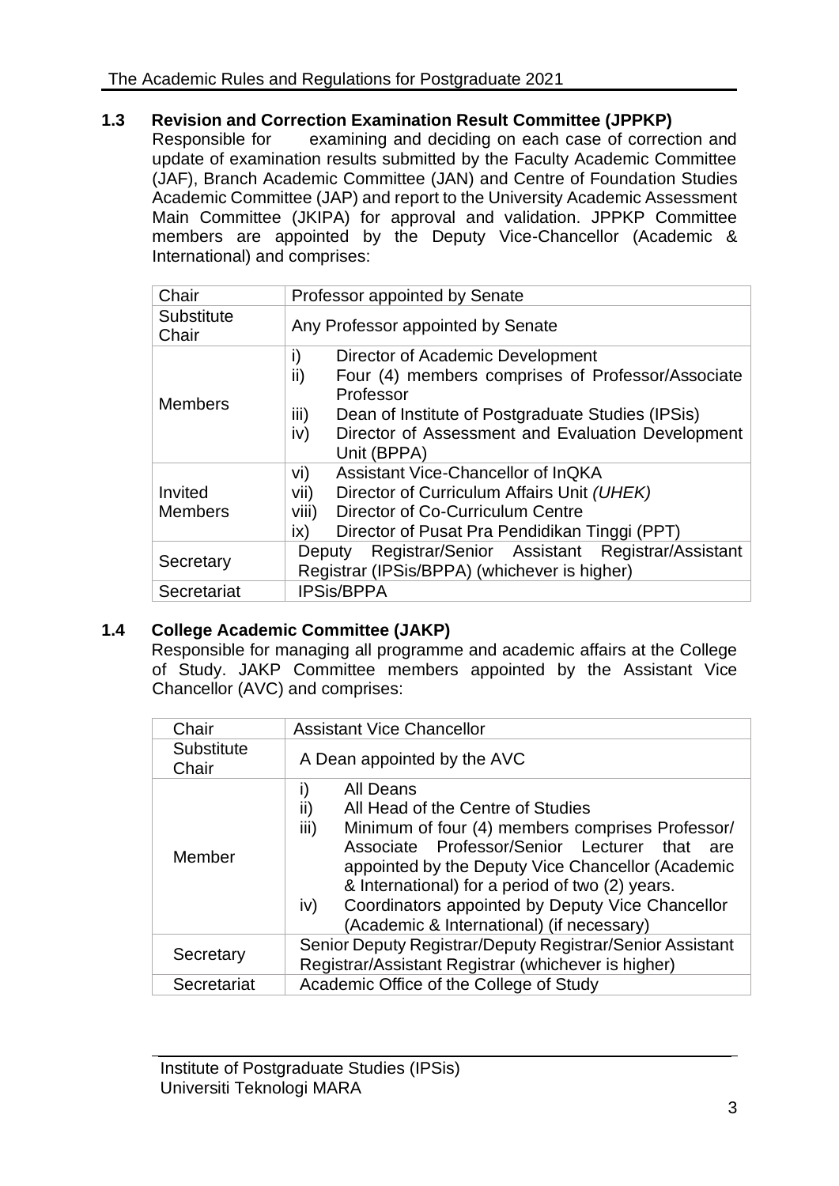### 1.3 Revision and Correction Examination Result Committee (JPPKP)

Responsible for examining and deciding on each case of correction and update of examination results submitted by the Faculty Academic Committee (JAF), Branch Academic Committee (JAN) and Centre of Foundation Studies Academic Committee (JAP) and report to the University Academic Assessment Main Committee (JKIPA) for approval and validation. JPPKP Committee members are appointed by the Deputy Vice-Chancellor (Academic & International) and comprises:

| Chair | Professor appointed by Senate |
|---|---|
| Substitute Chair | Any Professor appointed by Senate |
| Members | i) Director of Academic Development<br>ii) Four (4) members comprises of Professor/Associate Professor<br>iii) Dean of Institute of Postgraduate Studies (IPSis)<br>iv) Director of Assessment and Evaluation Development Unit (BPPA) |
| Invited Members | vi) Assistant Vice-Chancellor of InQKA<br>vii) Director of Curriculum Affairs Unit *(UHEK)*<br>viii) Director of Co-Curriculum Centre<br>ix) Director of Pusat Pra Pendidikan Tinggi (PPT) |
| Secretary | Deputy Registrar/Senior Assistant Registrar/Assistant Registrar (IPSis/BPPA) (whichever is higher) |
| Secretariat | IPSis/BPPA |

### 1.4 College Academic Committee (JAKP)

Responsible for managing all programme and academic affairs at the College of Study. JAKP Committee members appointed by the Assistant Vice Chancellor (AVC) and comprises:

| Chair | Assistant Vice Chancellor |
|---|---|
| Substitute Chair | A Dean appointed by the AVC |
| Member | i) All Deans<br>ii) All Head of the Centre of Studies<br>iii) Minimum of four (4) members comprises Professor/ Associate Professor/Senior Lecturer that are appointed by the Deputy Vice Chancellor (Academic & International) for a period of two (2) years.<br>iv) Coordinators appointed by Deputy Vice Chancellor (Academic & International) (if necessary) |
| Secretary | Senior Deputy Registrar/Deputy Registrar/Senior Assistant Registrar/Assistant Registrar (whichever is higher) |
| Secretariat | Academic Office of the College of Study |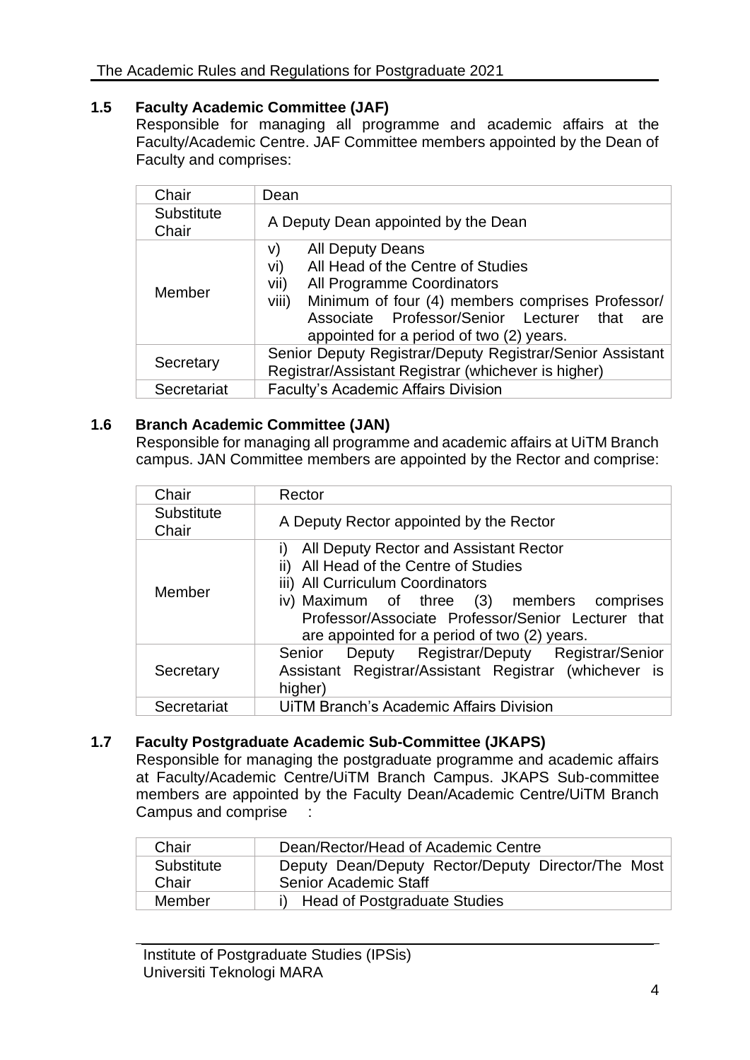### 1.5 Faculty Academic Committee (JAF)

Responsible for managing all programme and academic affairs at the Faculty/Academic Centre. JAF Committee members appointed by the Dean of Faculty and comprises:

| | |
|---|---|
| Chair | Dean |
| Substitute Chair | A Deputy Dean appointed by the Dean |
| Member | v) All Deputy Deans<br>vi) All Head of the Centre of Studies<br>vii) All Programme Coordinators<br>viii) Minimum of four (4) members comprises Professor/ Associate Professor/Senior Lecturer that are appointed for a period of two (2) years. |
| Secretary | Senior Deputy Registrar/Deputy Registrar/Senior Assistant Registrar/Assistant Registrar (whichever is higher) |
| Secretariat | Faculty's Academic Affairs Division |

### 1.6 Branch Academic Committee (JAN)

Responsible for managing all programme and academic affairs at UiTM Branch campus. JAN Committee members are appointed by the Rector and comprise:

| | |
|---|---|
| Chair | Rector |
| Substitute Chair | A Deputy Rector appointed by the Rector |
| Member | i) All Deputy Rector and Assistant Rector<br>ii) All Head of the Centre of Studies<br>iii) All Curriculum Coordinators<br>iv) Maximum of three (3) members comprises Professor/Associate Professor/Senior Lecturer that are appointed for a period of two (2) years. |
| Secretary | Senior Deputy Registrar/Deputy Registrar/Senior Assistant Registrar/Assistant Registrar (whichever is higher) |
| Secretariat | UiTM Branch's Academic Affairs Division |

### 1.7 Faculty Postgraduate Academic Sub-Committee (JKAPS)

Responsible for managing the postgraduate programme and academic affairs at Faculty/Academic Centre/UiTM Branch Campus. JKAPS Sub-committee members are appointed by the Faculty Dean/Academic Centre/UiTM Branch Campus and comprise :

| | |
|---|---|
| Chair | Dean/Rector/Head of Academic Centre |
| Substitute Chair | Deputy Dean/Deputy Rector/Deputy Director/The Most Senior Academic Staff |
| Member | i) Head of Postgraduate Studies |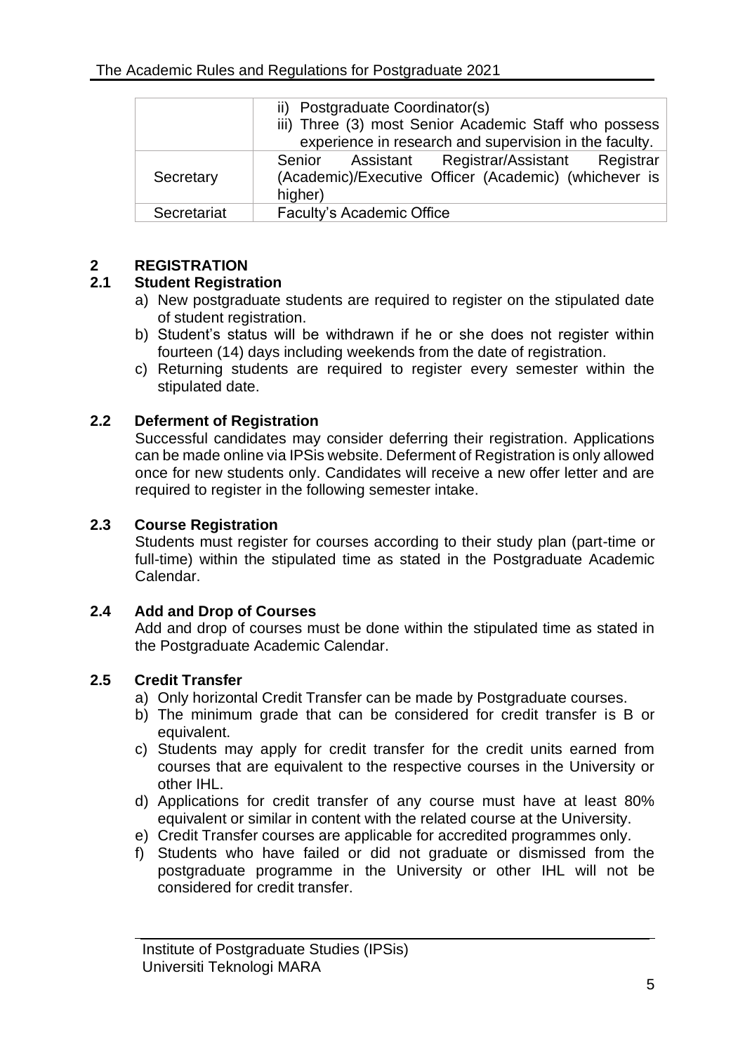|  |  |
| --- | --- |
|  | ii) Postgraduate Coordinator(s)<br>iii) Three (3) most Senior Academic Staff who possess experience in research and supervision in the faculty. |
| Secretary | Senior Assistant Registrar/Assistant Registrar (Academic)/Executive Officer (Academic) (whichever is higher) |
| Secretariat | Faculty's Academic Office |

## 2 REGISTRATION

### 2.1 Student Registration

a) New postgraduate students are required to register on the stipulated date of student registration.
b) Student's status will be withdrawn if he or she does not register within fourteen (14) days including weekends from the date of registration.
c) Returning students are required to register every semester within the stipulated date.

### 2.2 Deferment of Registration

Successful candidates may consider deferring their registration. Applications can be made online via IPSis website. Deferment of Registration is only allowed once for new students only. Candidates will receive a new offer letter and are required to register in the following semester intake.

### 2.3 Course Registration

Students must register for courses according to their study plan (part-time or full-time) within the stipulated time as stated in the Postgraduate Academic Calendar.

### 2.4 Add and Drop of Courses

Add and drop of courses must be done within the stipulated time as stated in the Postgraduate Academic Calendar.

### 2.5 Credit Transfer

a) Only horizontal Credit Transfer can be made by Postgraduate courses.
b) The minimum grade that can be considered for credit transfer is B or equivalent.
c) Students may apply for credit transfer for the credit units earned from courses that are equivalent to the respective courses in the University or other IHL.
d) Applications for credit transfer of any course must have at least 80% equivalent or similar in content with the related course at the University.
e) Credit Transfer courses are applicable for accredited programmes only.
f) Students who have failed or did not graduate or dismissed from the postgraduate programme in the University or other IHL will not be considered for credit transfer.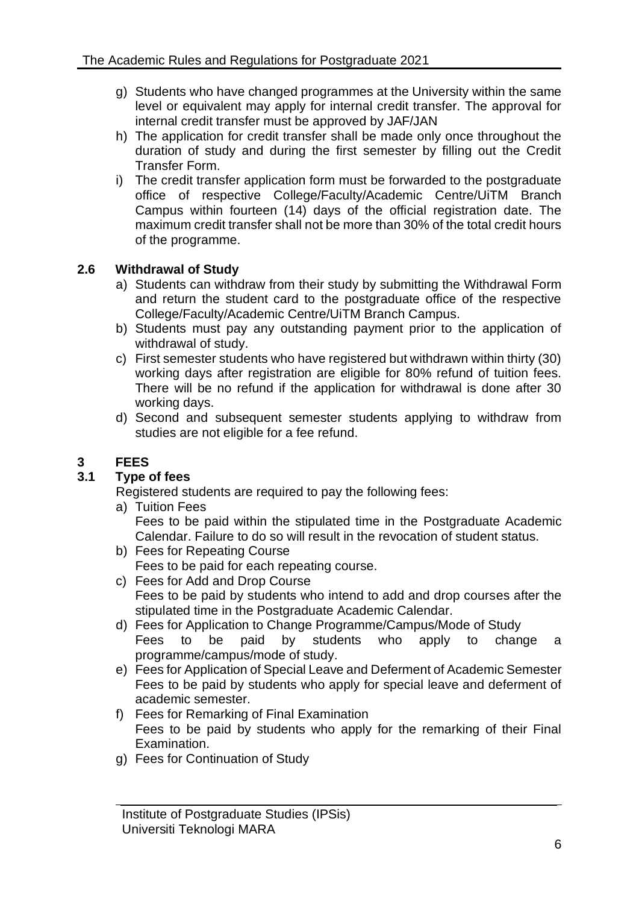g) Students who have changed programmes at the University within the same level or equivalent may apply for internal credit transfer. The approval for internal credit transfer must be approved by JAF/JAN
h) The application for credit transfer shall be made only once throughout the duration of study and during the first semester by filling out the Credit Transfer Form.
i) The credit transfer application form must be forwarded to the postgraduate office of respective College/Faculty/Academic Centre/UiTM Branch Campus within fourteen (14) days of the official registration date. The maximum credit transfer shall not be more than 30% of the total credit hours of the programme.

### 2.6 Withdrawal of Study

a) Students can withdraw from their study by submitting the Withdrawal Form and return the student card to the postgraduate office of the respective College/Faculty/Academic Centre/UiTM Branch Campus.
b) Students must pay any outstanding payment prior to the application of withdrawal of study.
c) First semester students who have registered but withdrawn within thirty (30) working days after registration are eligible for 80% refund of tuition fees. There will be no refund if the application for withdrawal is done after 30 working days.
d) Second and subsequent semester students applying to withdraw from studies are not eligible for a fee refund.

## 3 FEES

### 3.1 Type of fees

Registered students are required to pay the following fees:

a) Tuition Fees
   Fees to be paid within the stipulated time in the Postgraduate Academic Calendar. Failure to do so will result in the revocation of student status.
b) Fees for Repeating Course
   Fees to be paid for each repeating course.
c) Fees for Add and Drop Course
   Fees to be paid by students who intend to add and drop courses after the stipulated time in the Postgraduate Academic Calendar.
d) Fees for Application to Change Programme/Campus/Mode of Study
   Fees to be paid by students who apply to change a programme/campus/mode of study.
e) Fees for Application of Special Leave and Deferment of Academic Semester
   Fees to be paid by students who apply for special leave and deferment of academic semester.
f) Fees for Remarking of Final Examination
   Fees to be paid by students who apply for the remarking of their Final Examination.
g) Fees for Continuation of Study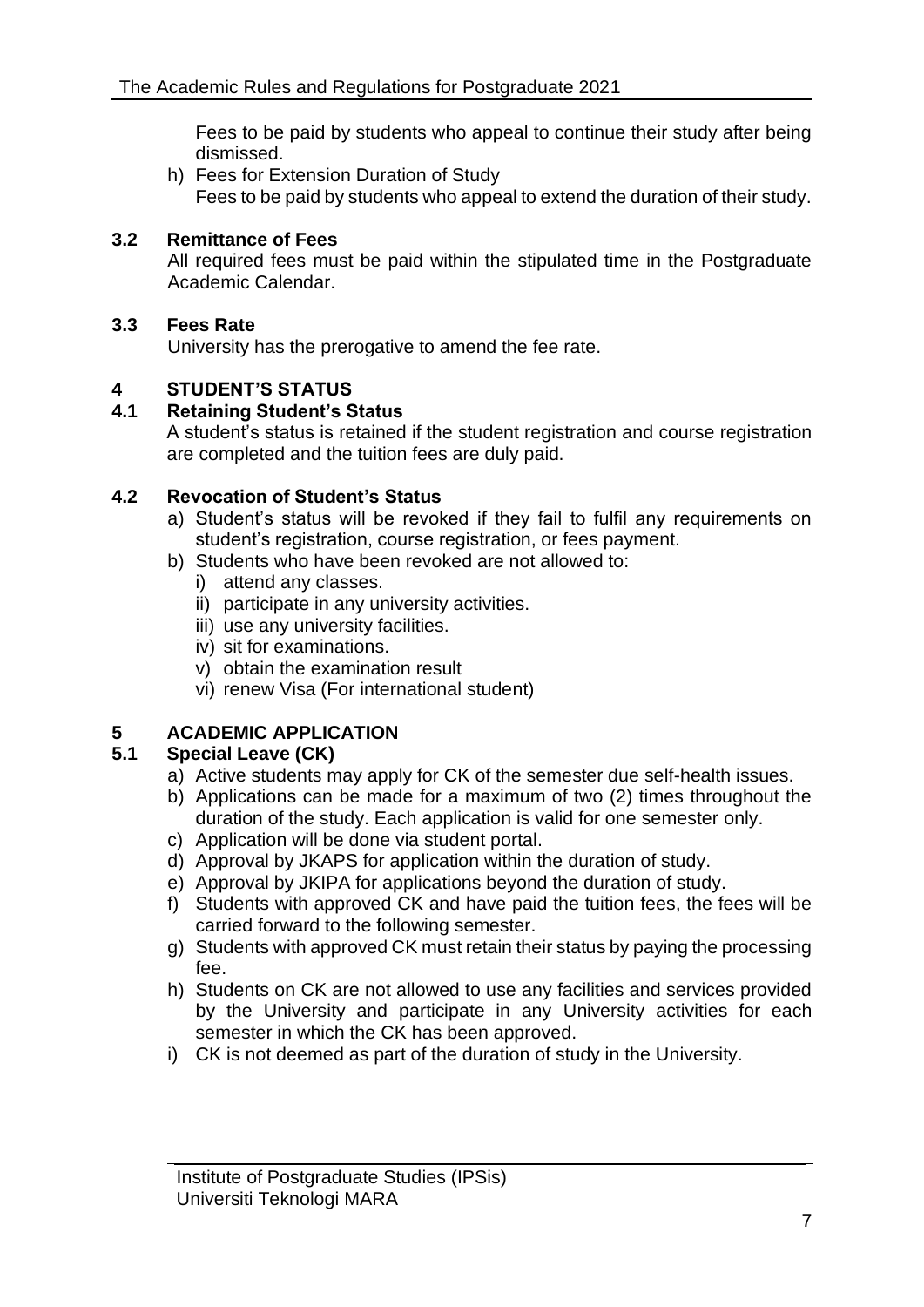Fees to be paid by students who appeal to continue their study after being dismissed.

h) Fees for Extension Duration of Study
   Fees to be paid by students who appeal to extend the duration of their study.

### 3.2 Remittance of Fees

All required fees must be paid within the stipulated time in the Postgraduate Academic Calendar.

### 3.3 Fees Rate

University has the prerogative to amend the fee rate.

## 4 STUDENT'S STATUS

### 4.1 Retaining Student's Status

A student's status is retained if the student registration and course registration are completed and the tuition fees are duly paid.

### 4.2 Revocation of Student's Status

a) Student's status will be revoked if they fail to fulfil any requirements on student's registration, course registration, or fees payment.
b) Students who have been revoked are not allowed to:
   i) attend any classes.
   ii) participate in any university activities.
   iii) use any university facilities.
   iv) sit for examinations.
   v) obtain the examination result
   vi) renew Visa (For international student)

## 5 ACADEMIC APPLICATION

### 5.1 Special Leave (CK)

a) Active students may apply for CK of the semester due self-health issues.
b) Applications can be made for a maximum of two (2) times throughout the duration of the study. Each application is valid for one semester only.
c) Application will be done via student portal.
d) Approval by JKAPS for application within the duration of study.
e) Approval by JKIPA for applications beyond the duration of study.
f) Students with approved CK and have paid the tuition fees, the fees will be carried forward to the following semester.
g) Students with approved CK must retain their status by paying the processing fee.
h) Students on CK are not allowed to use any facilities and services provided by the University and participate in any University activities for each semester in which the CK has been approved.
i) CK is not deemed as part of the duration of study in the University.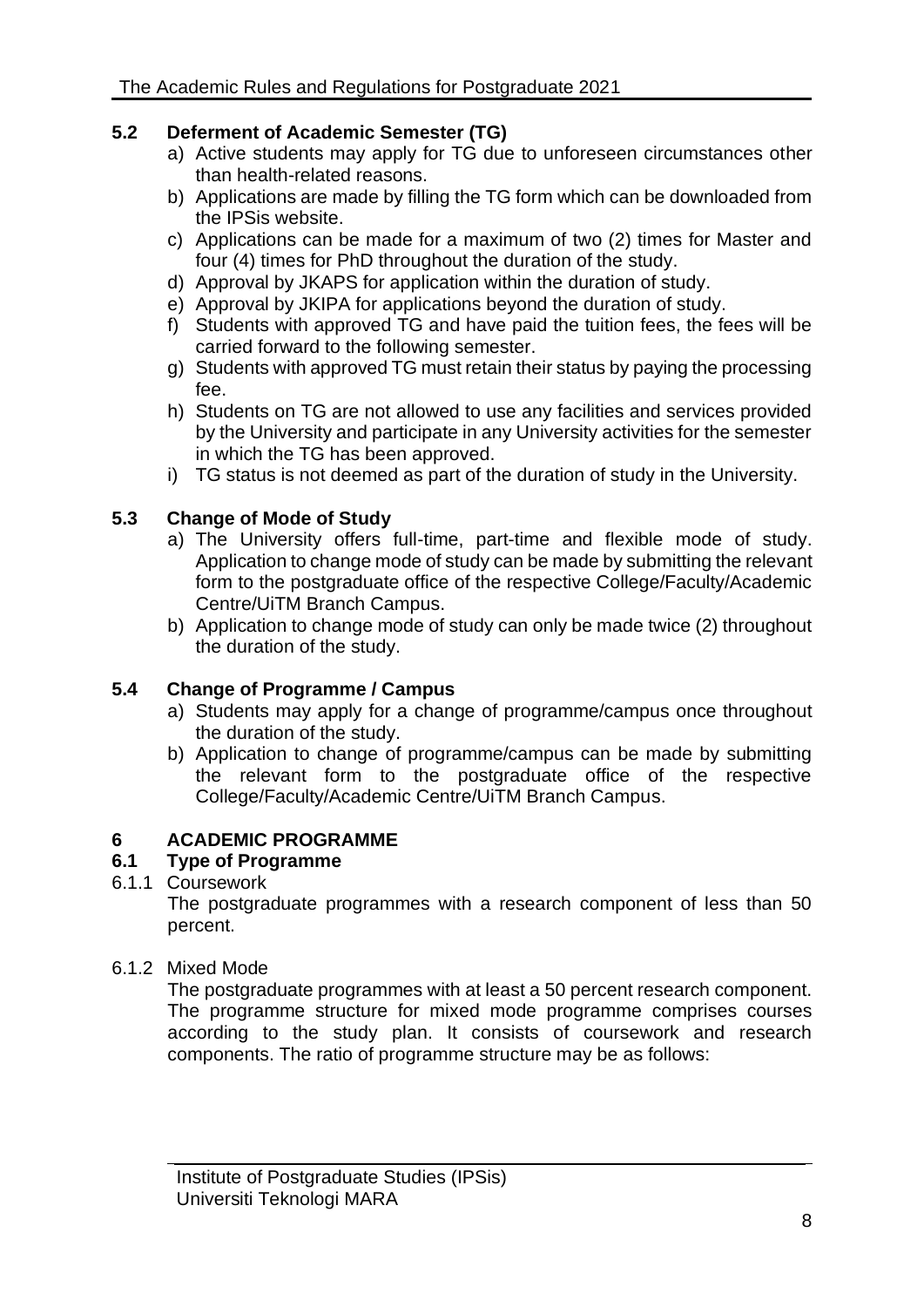### 5.2 Deferment of Academic Semester (TG)

a) Active students may apply for TG due to unforeseen circumstances other than health-related reasons.
b) Applications are made by filling the TG form which can be downloaded from the IPSis website.
c) Applications can be made for a maximum of two (2) times for Master and four (4) times for PhD throughout the duration of the study.
d) Approval by JKAPS for application within the duration of study.
e) Approval by JKIPA for applications beyond the duration of study.
f) Students with approved TG and have paid the tuition fees, the fees will be carried forward to the following semester.
g) Students with approved TG must retain their status by paying the processing fee.
h) Students on TG are not allowed to use any facilities and services provided by the University and participate in any University activities for the semester in which the TG has been approved.
i) TG status is not deemed as part of the duration of study in the University.

### 5.3 Change of Mode of Study

a) The University offers full-time, part-time and flexible mode of study. Application to change mode of study can be made by submitting the relevant form to the postgraduate office of the respective College/Faculty/Academic Centre/UiTM Branch Campus.
b) Application to change mode of study can only be made twice (2) throughout the duration of the study.

### 5.4 Change of Programme / Campus

a) Students may apply for a change of programme/campus once throughout the duration of the study.
b) Application to change of programme/campus can be made by submitting the relevant form to the postgraduate office of the respective College/Faculty/Academic Centre/UiTM Branch Campus.

## 6 ACADEMIC PROGRAMME

### 6.1 Type of Programme

6.1.1 Coursework

The postgraduate programmes with a research component of less than 50 percent.

6.1.2 Mixed Mode

The postgraduate programmes with at least a 50 percent research component. The programme structure for mixed mode programme comprises courses according to the study plan. It consists of coursework and research components. The ratio of programme structure may be as follows: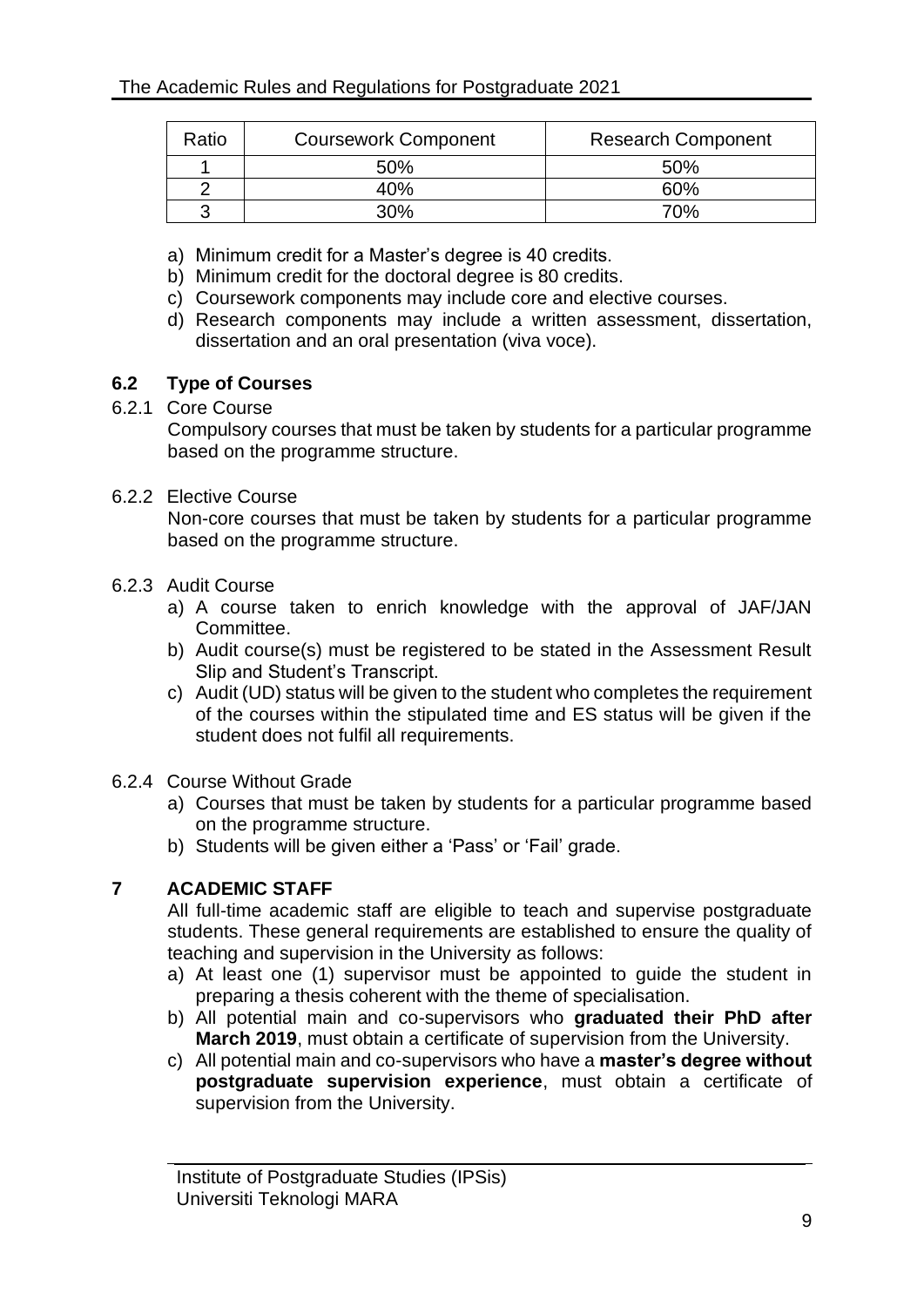| Ratio | Coursework Component | Research Component |
|---|---|---|
| 1 | 50% | 50% |
| 2 | 40% | 60% |
| 3 | 30% | 70% |

a) Minimum credit for a Master's degree is 40 credits.
b) Minimum credit for the doctoral degree is 80 credits.
c) Coursework components may include core and elective courses.
d) Research components may include a written assessment, dissertation, dissertation and an oral presentation (viva voce).

### 6.2 Type of Courses

6.2.1 Core Course

Compulsory courses that must be taken by students for a particular programme based on the programme structure.

6.2.2 Elective Course

Non-core courses that must be taken by students for a particular programme based on the programme structure.

6.2.3 Audit Course

a) A course taken to enrich knowledge with the approval of JAF/JAN Committee.
b) Audit course(s) must be registered to be stated in the Assessment Result Slip and Student's Transcript.
c) Audit (UD) status will be given to the student who completes the requirement of the courses within the stipulated time and ES status will be given if the student does not fulfil all requirements.

6.2.4 Course Without Grade

a) Courses that must be taken by students for a particular programme based on the programme structure.
b) Students will be given either a 'Pass' or 'Fail' grade.

## 7 ACADEMIC STAFF

All full-time academic staff are eligible to teach and supervise postgraduate students. These general requirements are established to ensure the quality of teaching and supervision in the University as follows:

a) At least one (1) supervisor must be appointed to guide the student in preparing a thesis coherent with the theme of specialisation.
b) All potential main and co-supervisors who **graduated their PhD after March 2019**, must obtain a certificate of supervision from the University.
c) All potential main and co-supervisors who have a **master's degree without postgraduate supervision experience**, must obtain a certificate of supervision from the University.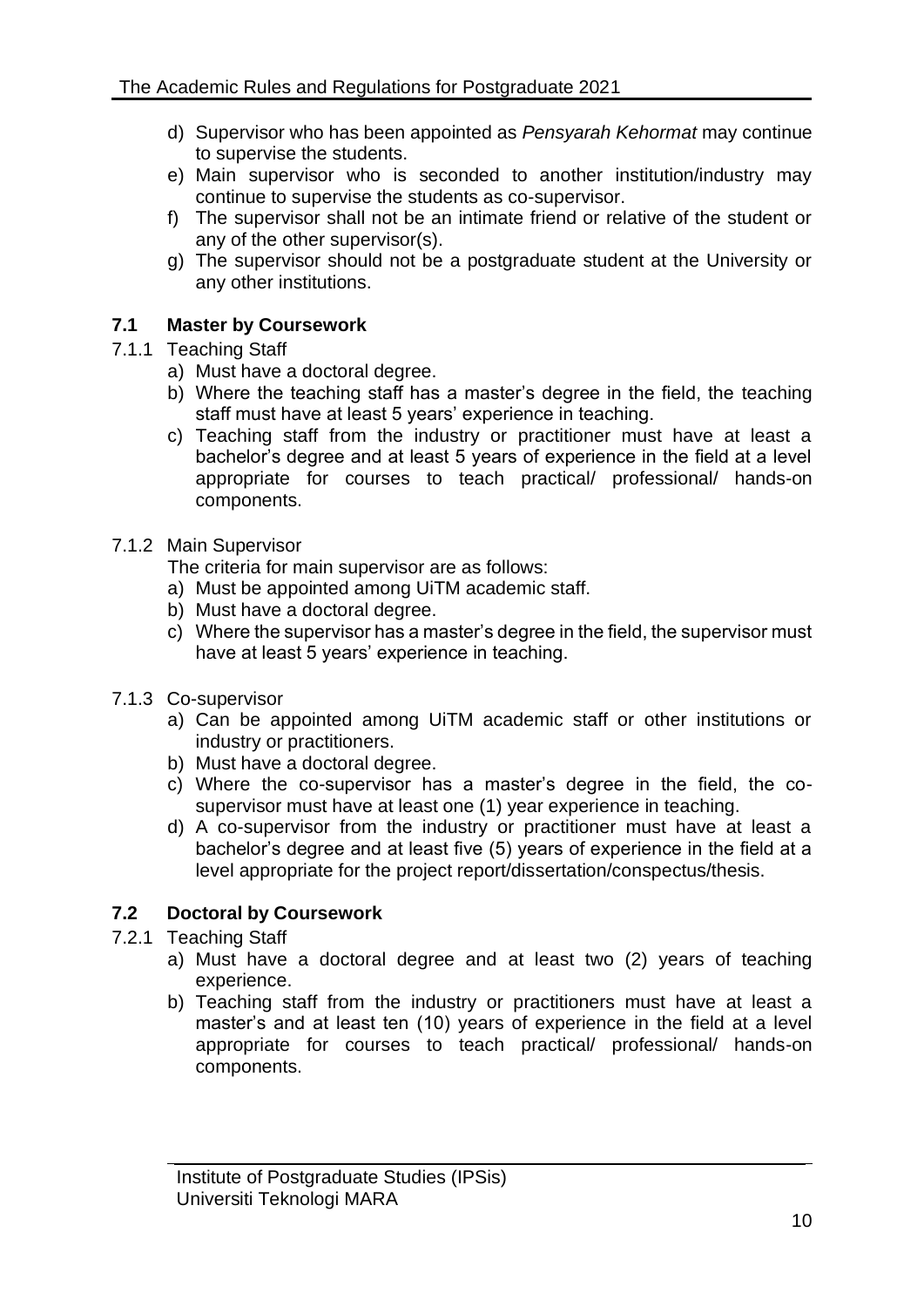d) Supervisor who has been appointed as *Pensyarah Kehormat* may continue to supervise the students.
e) Main supervisor who is seconded to another institution/industry may continue to supervise the students as co-supervisor.
f) The supervisor shall not be an intimate friend or relative of the student or any of the other supervisor(s).
g) The supervisor should not be a postgraduate student at the University or any other institutions.

## 7.1 Master by Coursework

7.1.1 Teaching Staff

a) Must have a doctoral degree.
b) Where the teaching staff has a master's degree in the field, the teaching staff must have at least 5 years' experience in teaching.
c) Teaching staff from the industry or practitioner must have at least a bachelor's degree and at least 5 years of experience in the field at a level appropriate for courses to teach practical/ professional/ hands-on components.

7.1.2 Main Supervisor

The criteria for main supervisor are as follows:

a) Must be appointed among UiTM academic staff.
b) Must have a doctoral degree.
c) Where the supervisor has a master's degree in the field, the supervisor must have at least 5 years' experience in teaching.

7.1.3 Co-supervisor

a) Can be appointed among UiTM academic staff or other institutions or industry or practitioners.
b) Must have a doctoral degree.
c) Where the co-supervisor has a master's degree in the field, the co-supervisor must have at least one (1) year experience in teaching.
d) A co-supervisor from the industry or practitioner must have at least a bachelor's degree and at least five (5) years of experience in the field at a level appropriate for the project report/dissertation/conspectus/thesis.

## 7.2 Doctoral by Coursework

7.2.1 Teaching Staff

a) Must have a doctoral degree and at least two (2) years of teaching experience.
b) Teaching staff from the industry or practitioners must have at least a master's and at least ten (10) years of experience in the field at a level appropriate for courses to teach practical/ professional/ hands-on components.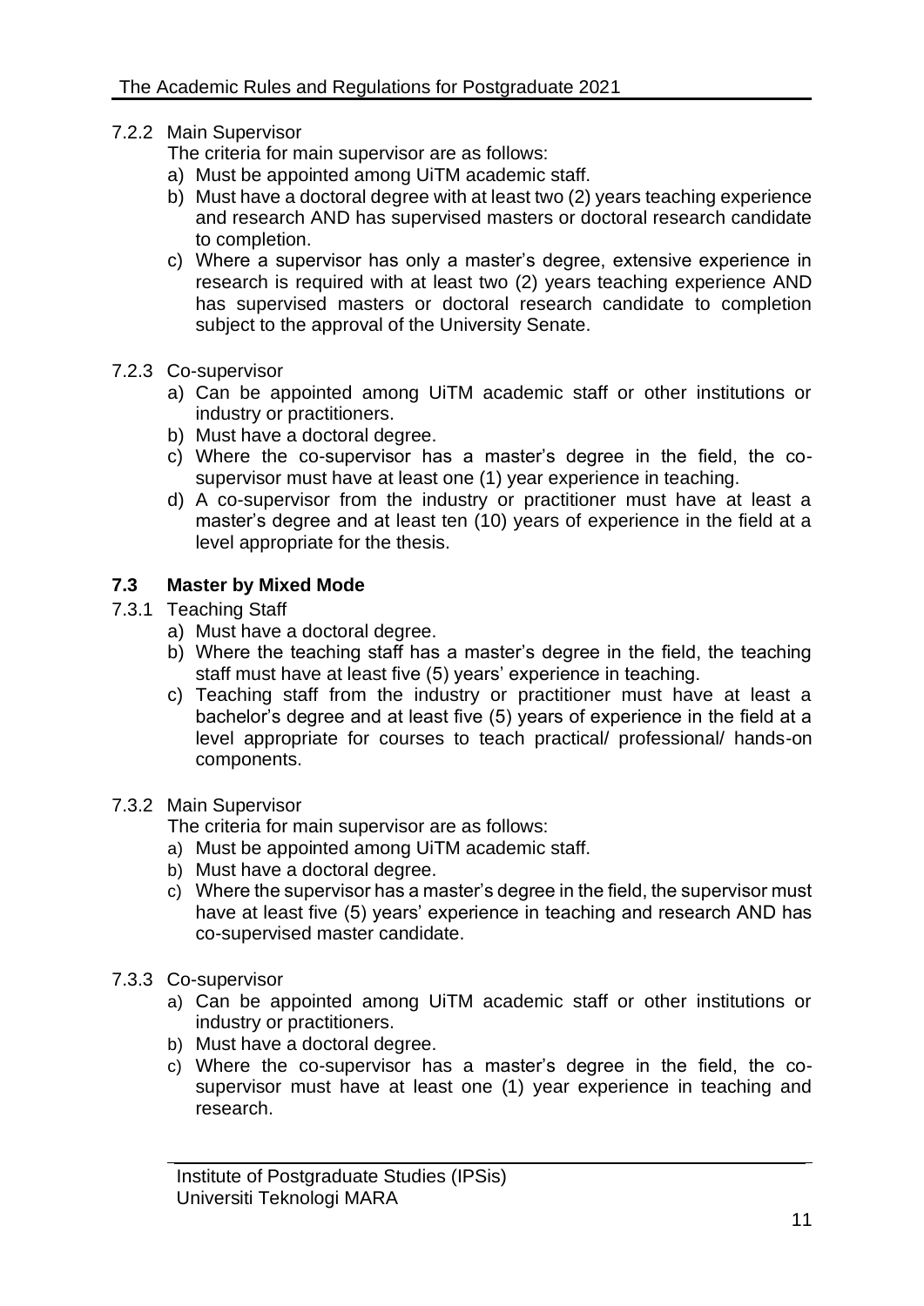7.2.2 Main Supervisor

The criteria for main supervisor are as follows:

a) Must be appointed among UiTM academic staff.
b) Must have a doctoral degree with at least two (2) years teaching experience and research AND has supervised masters or doctoral research candidate to completion.
c) Where a supervisor has only a master's degree, extensive experience in research is required with at least two (2) years teaching experience AND has supervised masters or doctoral research candidate to completion subject to the approval of the University Senate.

7.2.3 Co-supervisor

a) Can be appointed among UiTM academic staff or other institutions or industry or practitioners.
b) Must have a doctoral degree.
c) Where the co-supervisor has a master's degree in the field, the co-supervisor must have at least one (1) year experience in teaching.
d) A co-supervisor from the industry or practitioner must have at least a master's degree and at least ten (10) years of experience in the field at a level appropriate for the thesis.

## 7.3 Master by Mixed Mode

7.3.1 Teaching Staff

a) Must have a doctoral degree.
b) Where the teaching staff has a master's degree in the field, the teaching staff must have at least five (5) years' experience in teaching.
c) Teaching staff from the industry or practitioner must have at least a bachelor's degree and at least five (5) years of experience in the field at a level appropriate for courses to teach practical/ professional/ hands-on components.

7.3.2 Main Supervisor

The criteria for main supervisor are as follows:

a) Must be appointed among UiTM academic staff.
b) Must have a doctoral degree.
c) Where the supervisor has a master's degree in the field, the supervisor must have at least five (5) years' experience in teaching and research AND has co-supervised master candidate.

7.3.3 Co-supervisor

a) Can be appointed among UiTM academic staff or other institutions or industry or practitioners.
b) Must have a doctoral degree.
c) Where the co-supervisor has a master's degree in the field, the co-supervisor must have at least one (1) year experience in teaching and research.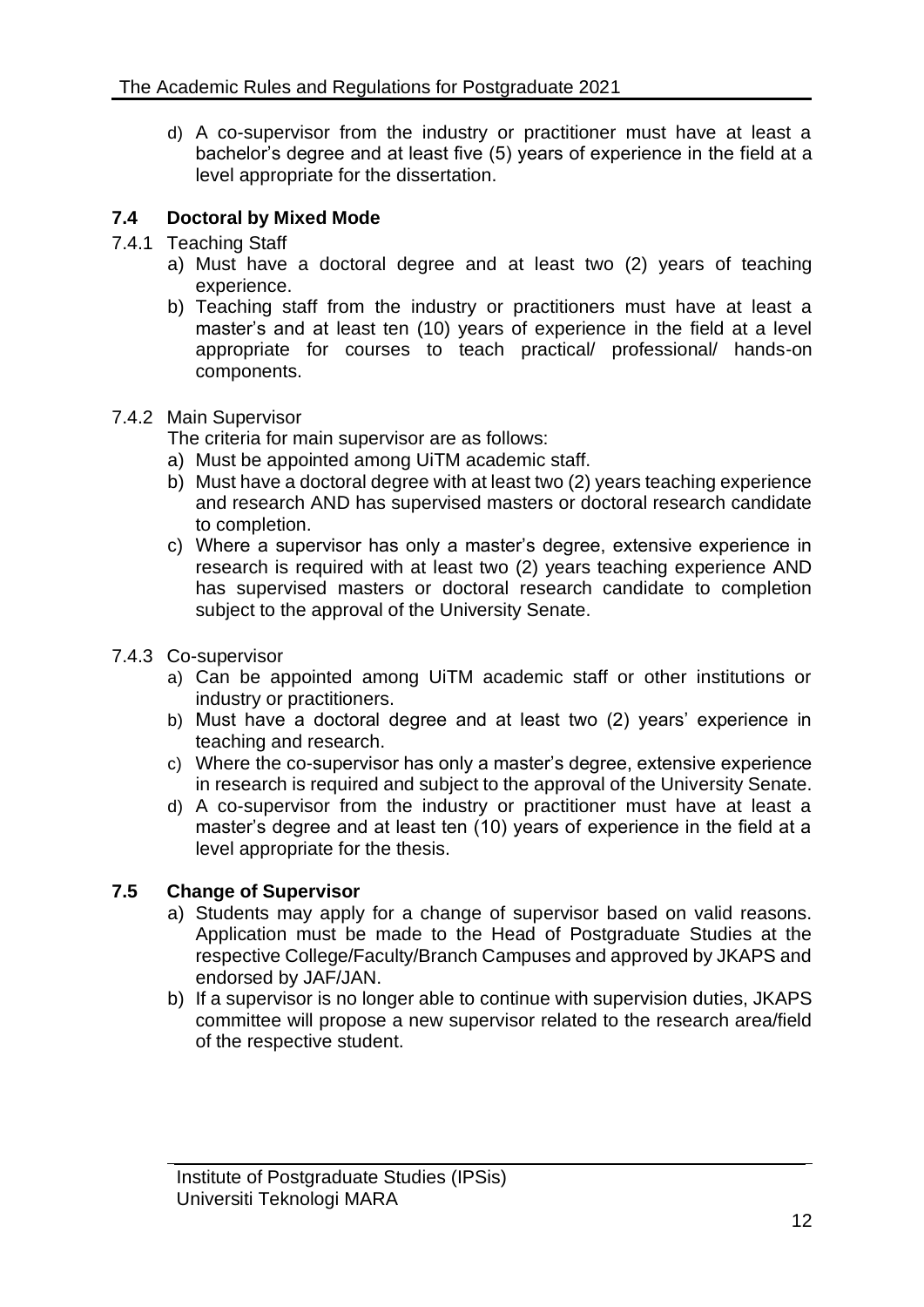d) A co-supervisor from the industry or practitioner must have at least a bachelor's degree and at least five (5) years of experience in the field at a level appropriate for the dissertation.

## 7.4 Doctoral by Mixed Mode

### 7.4.1 Teaching Staff

a) Must have a doctoral degree and at least two (2) years of teaching experience.

b) Teaching staff from the industry or practitioners must have at least a master's and at least ten (10) years of experience in the field at a level appropriate for courses to teach practical/ professional/ hands-on components.

### 7.4.2 Main Supervisor

The criteria for main supervisor are as follows:

a) Must be appointed among UiTM academic staff.

b) Must have a doctoral degree with at least two (2) years teaching experience and research AND has supervised masters or doctoral research candidate to completion.

c) Where a supervisor has only a master's degree, extensive experience in research is required with at least two (2) years teaching experience AND has supervised masters or doctoral research candidate to completion subject to the approval of the University Senate.

### 7.4.3 Co-supervisor

a) Can be appointed among UiTM academic staff or other institutions or industry or practitioners.

b) Must have a doctoral degree and at least two (2) years' experience in teaching and research.

c) Where the co-supervisor has only a master's degree, extensive experience in research is required and subject to the approval of the University Senate.

d) A co-supervisor from the industry or practitioner must have at least a master's degree and at least ten (10) years of experience in the field at a level appropriate for the thesis.

## 7.5 Change of Supervisor

a) Students may apply for a change of supervisor based on valid reasons. Application must be made to the Head of Postgraduate Studies at the respective College/Faculty/Branch Campuses and approved by JKAPS and endorsed by JAF/JAN.

b) If a supervisor is no longer able to continue with supervision duties, JKAPS committee will propose a new supervisor related to the research area/field of the respective student.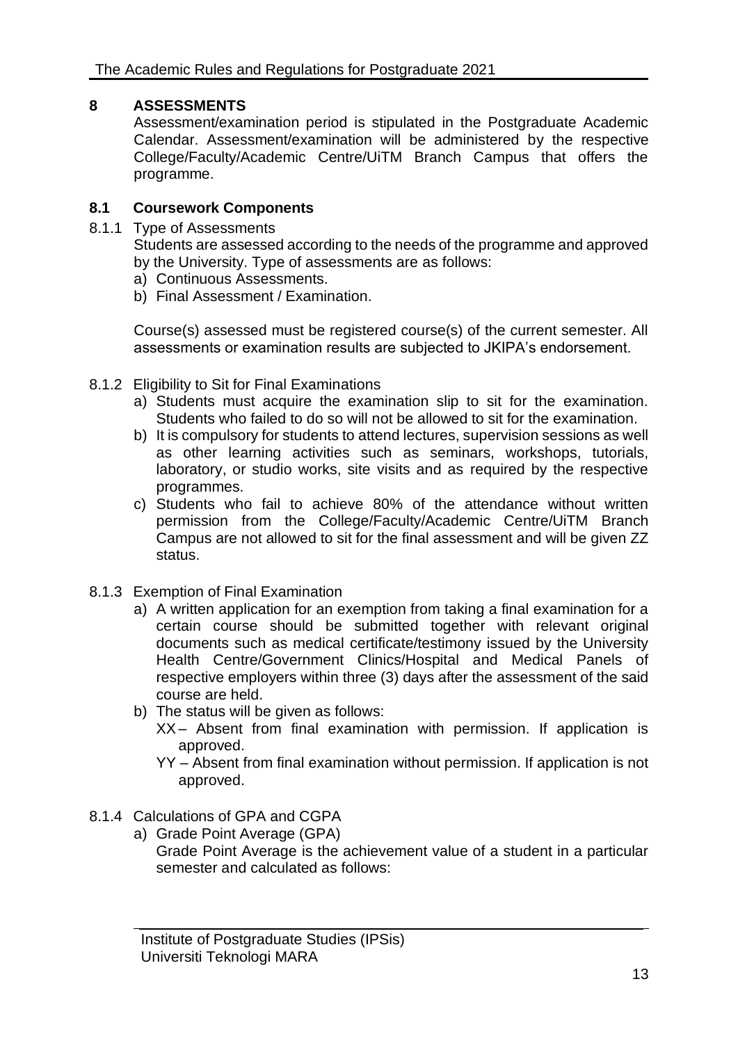## 8 ASSESSMENTS

Assessment/examination period is stipulated in the Postgraduate Academic Calendar. Assessment/examination will be administered by the respective College/Faculty/Academic Centre/UiTM Branch Campus that offers the programme.

### 8.1 Coursework Components

8.1.1 Type of Assessments

Students are assessed according to the needs of the programme and approved by the University. Type of assessments are as follows:

a) Continuous Assessments.
b) Final Assessment / Examination.

Course(s) assessed must be registered course(s) of the current semester. All assessments or examination results are subjected to JKIPA's endorsement.

8.1.2 Eligibility to Sit for Final Examinations

a) Students must acquire the examination slip to sit for the examination. Students who failed to do so will not be allowed to sit for the examination.
b) It is compulsory for students to attend lectures, supervision sessions as well as other learning activities such as seminars, workshops, tutorials, laboratory, or studio works, site visits and as required by the respective programmes.
c) Students who fail to achieve 80% of the attendance without written permission from the College/Faculty/Academic Centre/UiTM Branch Campus are not allowed to sit for the final assessment and will be given ZZ status.

8.1.3 Exemption of Final Examination

a) A written application for an exemption from taking a final examination for a certain course should be submitted together with relevant original documents such as medical certificate/testimony issued by the University Health Centre/Government Clinics/Hospital and Medical Panels of respective employers within three (3) days after the assessment of the said course are held.
b) The status will be given as follows:
   XX – Absent from final examination with permission. If application is approved.
   YY – Absent from final examination without permission. If application is not approved.

8.1.4 Calculations of GPA and CGPA

a) Grade Point Average (GPA)
   Grade Point Average is the achievement value of a student in a particular semester and calculated as follows: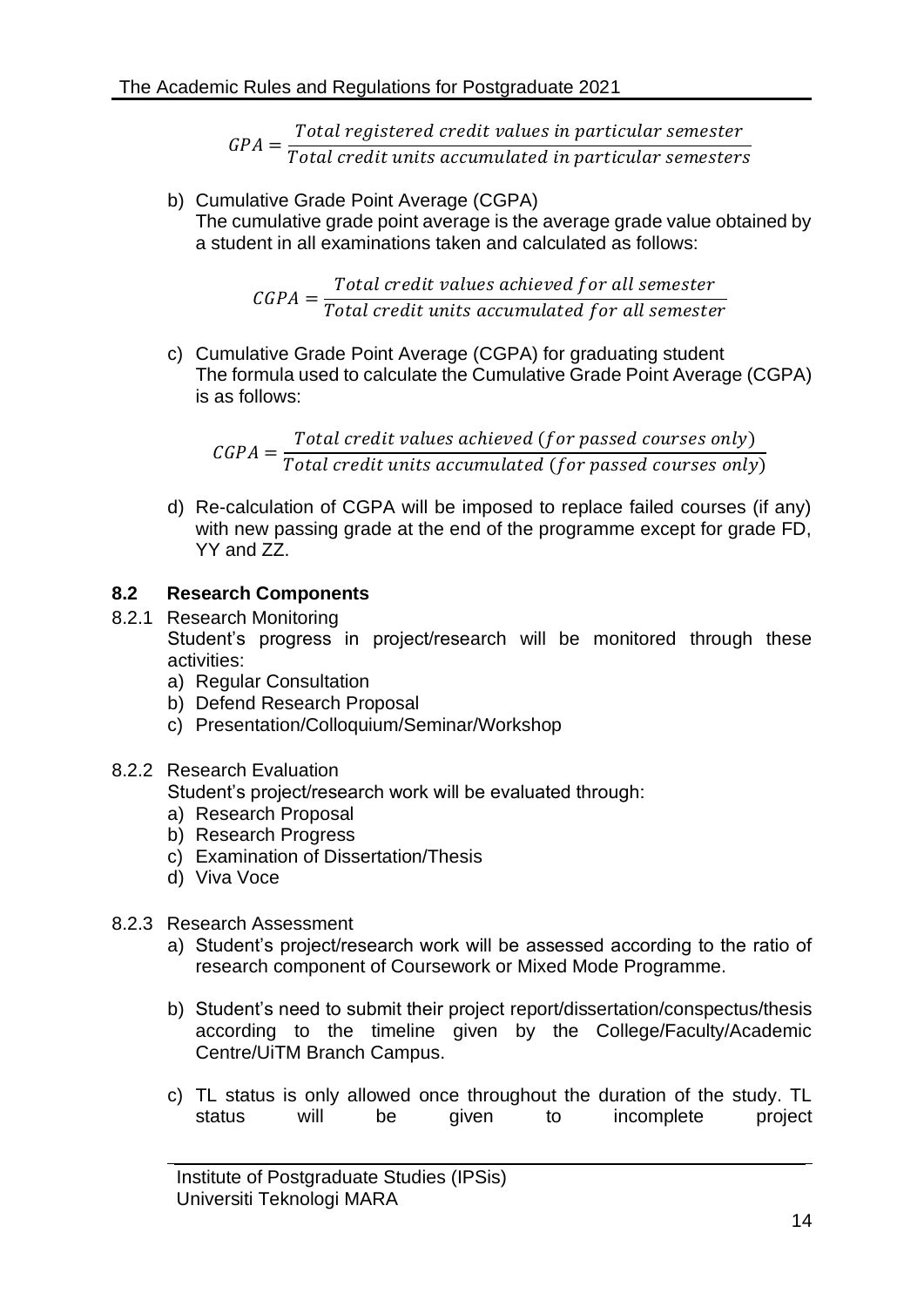$$GPA = \frac{Total\ registered\ credit\ values\ in\ particular\ semester}{Total\ credit\ units\ accumulated\ in\ particular\ semesters}$$

b) Cumulative Grade Point Average (CGPA)
The cumulative grade point average is the average grade value obtained by a student in all examinations taken and calculated as follows:

$$CGPA = \frac{Total\ credit\ values\ achieved\ for\ all\ semester}{Total\ credit\ units\ accumulated\ for\ all\ semester}$$

c) Cumulative Grade Point Average (CGPA) for graduating student
The formula used to calculate the Cumulative Grade Point Average (CGPA) is as follows:

$$CGPA = \frac{Total\ credit\ values\ achieved\ (for\ passed\ courses\ only)}{Total\ credit\ units\ accumulated\ (for\ passed\ courses\ only)}$$

d) Re-calculation of CGPA will be imposed to replace failed courses (if any) with new passing grade at the end of the programme except for grade FD, YY and ZZ.

## 8.2 Research Components

8.2.1 Research Monitoring
Student's progress in project/research will be monitored through these activities:

a) Regular Consultation
b) Defend Research Proposal
c) Presentation/Colloquium/Seminar/Workshop

8.2.2 Research Evaluation
Student's project/research work will be evaluated through:

a) Research Proposal
b) Research Progress
c) Examination of Dissertation/Thesis
d) Viva Voce

8.2.3 Research Assessment

a) Student's project/research work will be assessed according to the ratio of research component of Coursework or Mixed Mode Programme.

b) Student's need to submit their project report/dissertation/conspectus/thesis according to the timeline given by the College/Faculty/Academic Centre/UiTM Branch Campus.

c) TL status is only allowed once throughout the duration of the study. TL status will be given to incomplete project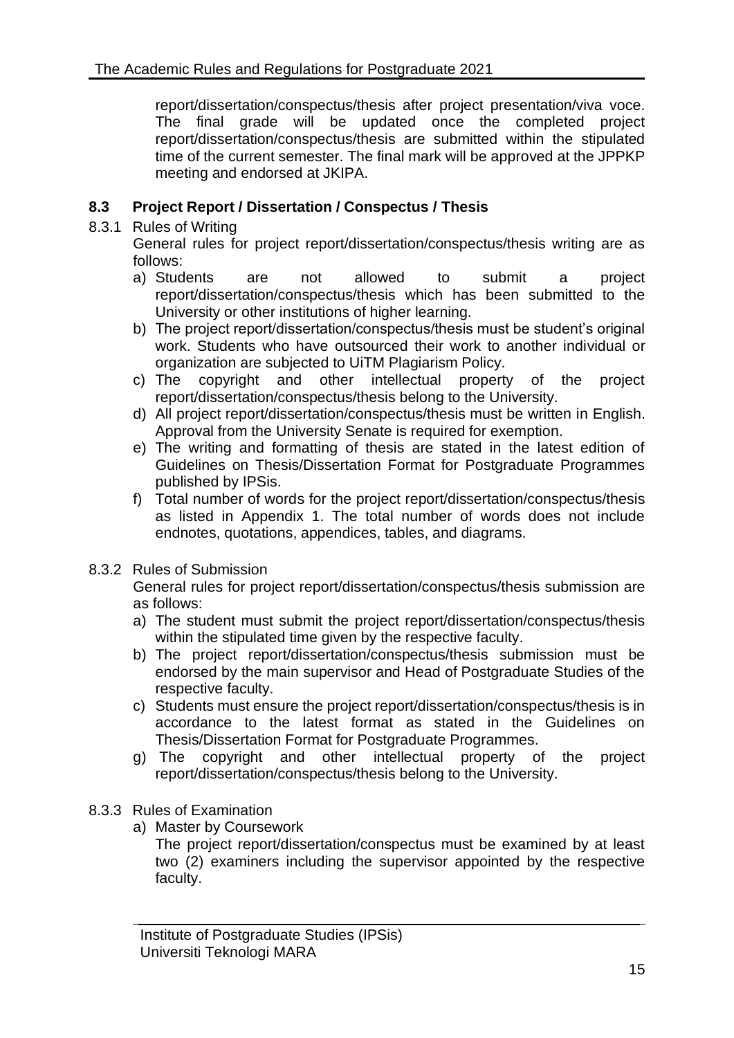report/dissertation/conspectus/thesis after project presentation/viva voce. The final grade will be updated once the completed project report/dissertation/conspectus/thesis are submitted within the stipulated time of the current semester. The final mark will be approved at the JPPKP meeting and endorsed at JKIPA.

### 8.3 Project Report / Dissertation / Conspectus / Thesis

8.3.1 Rules of Writing

General rules for project report/dissertation/conspectus/thesis writing are as follows:

a) Students are not allowed to submit a project report/dissertation/conspectus/thesis which has been submitted to the University or other institutions of higher learning.
b) The project report/dissertation/conspectus/thesis must be student's original work. Students who have outsourced their work to another individual or organization are subjected to UiTM Plagiarism Policy.
c) The copyright and other intellectual property of the project report/dissertation/conspectus/thesis belong to the University.
d) All project report/dissertation/conspectus/thesis must be written in English. Approval from the University Senate is required for exemption.
e) The writing and formatting of thesis are stated in the latest edition of Guidelines on Thesis/Dissertation Format for Postgraduate Programmes published by IPSis.
f) Total number of words for the project report/dissertation/conspectus/thesis as listed in Appendix 1. The total number of words does not include endnotes, quotations, appendices, tables, and diagrams.

8.3.2 Rules of Submission

General rules for project report/dissertation/conspectus/thesis submission are as follows:

a) The student must submit the project report/dissertation/conspectus/thesis within the stipulated time given by the respective faculty.
b) The project report/dissertation/conspectus/thesis submission must be endorsed by the main supervisor and Head of Postgraduate Studies of the respective faculty.
c) Students must ensure the project report/dissertation/conspectus/thesis is in accordance to the latest format as stated in the Guidelines on Thesis/Dissertation Format for Postgraduate Programmes.
g) The copyright and other intellectual property of the project report/dissertation/conspectus/thesis belong to the University.

8.3.3 Rules of Examination

a) Master by Coursework

The project report/dissertation/conspectus must be examined by at least two (2) examiners including the supervisor appointed by the respective faculty.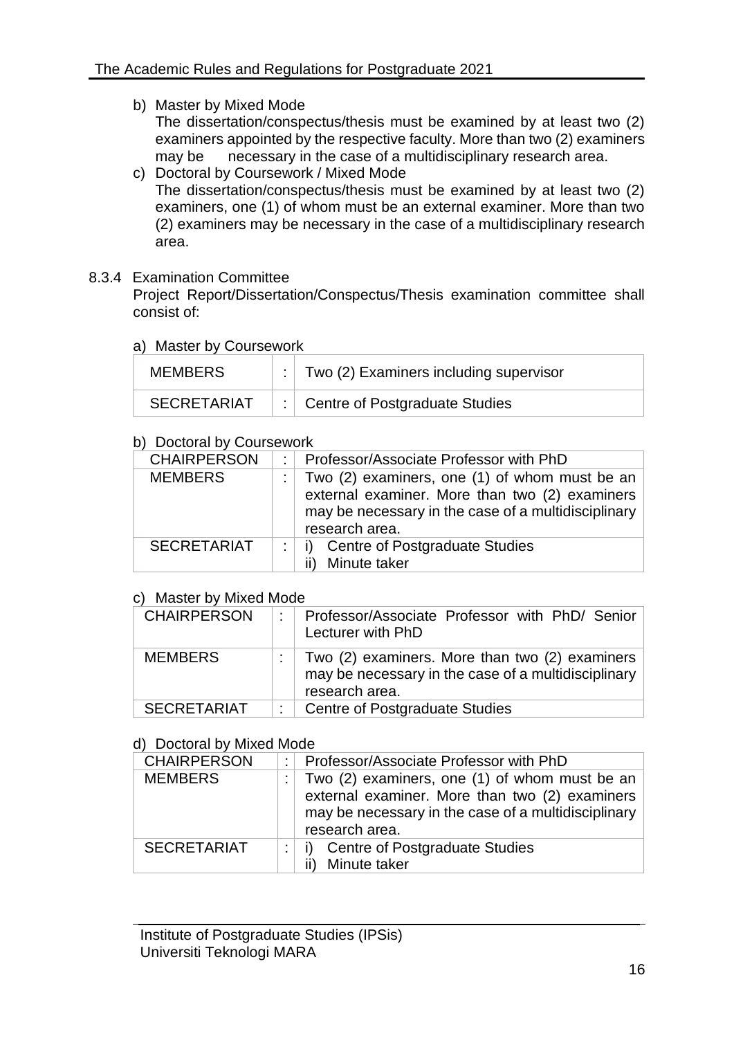b) Master by Mixed Mode

The dissertation/conspectus/thesis must be examined by at least two (2) examiners appointed by the respective faculty. More than two (2) examiners may be necessary in the case of a multidisciplinary research area.

c) Doctoral by Coursework / Mixed Mode

The dissertation/conspectus/thesis must be examined by at least two (2) examiners, one (1) of whom must be an external examiner. More than two (2) examiners may be necessary in the case of a multidisciplinary research area.

8.3.4 Examination Committee

Project Report/Dissertation/Conspectus/Thesis examination committee shall consist of:

a) Master by Coursework

| | | |
|---|---|---|
| MEMBERS | : | Two (2) Examiners including supervisor |
| SECRETARIAT | : | Centre of Postgraduate Studies |

b) Doctoral by Coursework

| | | |
|---|---|---|
| CHAIRPERSON | : | Professor/Associate Professor with PhD |
| MEMBERS | : | Two (2) examiners, one (1) of whom must be an external examiner. More than two (2) examiners may be necessary in the case of a multidisciplinary research area. |
| SECRETARIAT | : | i) Centre of Postgraduate Studies<br>ii) Minute taker |

c) Master by Mixed Mode

| | | |
|---|---|---|
| CHAIRPERSON | : | Professor/Associate Professor with PhD/ Senior Lecturer with PhD |
| MEMBERS | : | Two (2) examiners. More than two (2) examiners may be necessary in the case of a multidisciplinary research area. |
| SECRETARIAT | : | Centre of Postgraduate Studies |

d) Doctoral by Mixed Mode

| | | |
|---|---|---|
| CHAIRPERSON | : | Professor/Associate Professor with PhD |
| MEMBERS | : | Two (2) examiners, one (1) of whom must be an external examiner. More than two (2) examiners may be necessary in the case of a multidisciplinary research area. |
| SECRETARIAT | : | i) Centre of Postgraduate Studies<br>ii) Minute taker |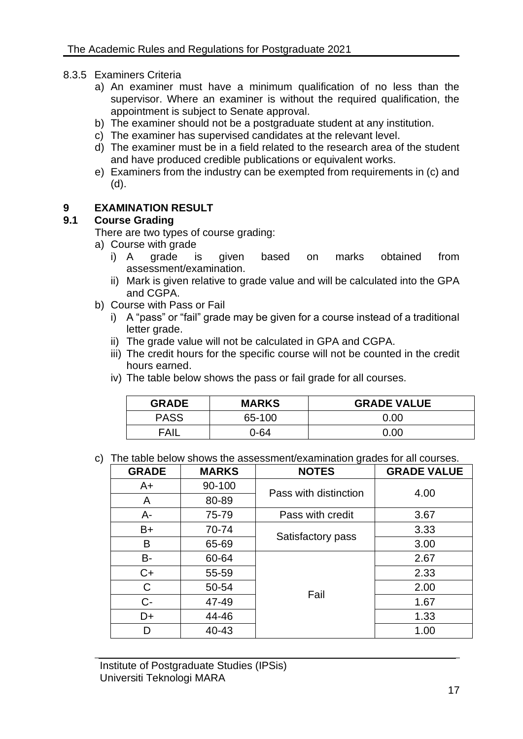8.3.5 Examiners Criteria

a) An examiner must have a minimum qualification of no less than the supervisor. Where an examiner is without the required qualification, the appointment is subject to Senate approval.
b) The examiner should not be a postgraduate student at any institution.
c) The examiner has supervised candidates at the relevant level.
d) The examiner must be in a field related to the research area of the student and have produced credible publications or equivalent works.
e) Examiners from the industry can be exempted from requirements in (c) and (d).

# 9 EXAMINATION RESULT

## 9.1 Course Grading

There are two types of course grading:

a) Course with grade
   i) A grade is given based on marks obtained from assessment/examination.
   ii) Mark is given relative to grade value and will be calculated into the GPA and CGPA.
b) Course with Pass or Fail
   i) A "pass" or "fail" grade may be given for a course instead of a traditional letter grade.
   ii) The grade value will not be calculated in GPA and CGPA.
   iii) The credit hours for the specific course will not be counted in the credit hours earned.
   iv) The table below shows the pass or fail grade for all courses.

| GRADE | MARKS | GRADE VALUE |
|---|---|---|
| PASS | 65-100 | 0.00 |
| FAIL | 0-64 | 0.00 |

c) The table below shows the assessment/examination grades for all courses.

| GRADE | MARKS | NOTES | GRADE VALUE |
|---|---|---|---|
| A+ | 90-100 | Pass with distinction | 4.00 |
| A | 80-89 | | |
| A- | 75-79 | Pass with credit | 3.67 |
| B+ | 70-74 | Satisfactory pass | 3.33 |
| B | 65-69 | | 3.00 |
| B- | 60-64 | Fail | 2.67 |
| C+ | 55-59 | | 2.33 |
| C | 50-54 | | 2.00 |
| C- | 47-49 | | 1.67 |
| D+ | 44-46 | | 1.33 |
| D | 40-43 | | 1.00 |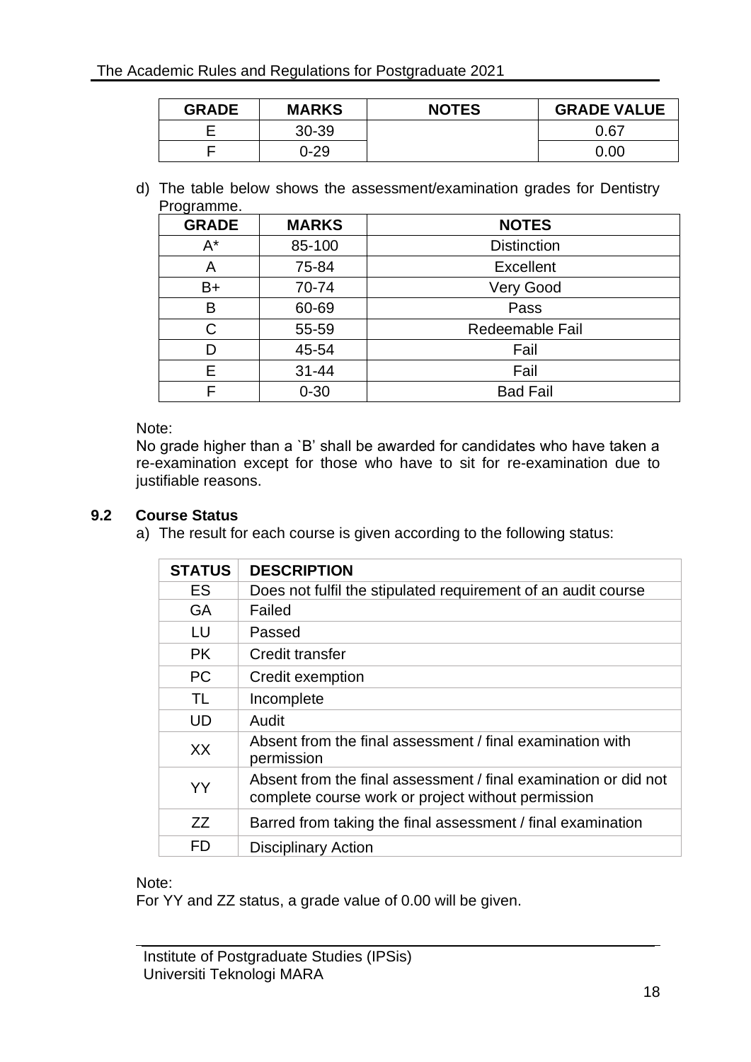| GRADE | MARKS | NOTES | GRADE VALUE |
|---|---|---|---|
| E | 30-39 | | 0.67 |
| F | 0-29 | | 0.00 |

d) The table below shows the assessment/examination grades for Dentistry Programme.

| GRADE | MARKS | NOTES |
|---|---|---|
| A* | 85-100 | Distinction |
| A | 75-84 | Excellent |
| B+ | 70-74 | Very Good |
| B | 60-69 | Pass |
| C | 55-59 | Redeemable Fail |
| D | 45-54 | Fail |
| E | 31-44 | Fail |
| F | 0-30 | Bad Fail |

Note:
No grade higher than a `B' shall be awarded for candidates who have taken a re-examination except for those who have to sit for re-examination due to justifiable reasons.

### 9.2 Course Status

a) The result for each course is given according to the following status:

| STATUS | DESCRIPTION |
|---|---|
| ES | Does not fulfil the stipulated requirement of an audit course |
| GA | Failed |
| LU | Passed |
| PK | Credit transfer |
| PC | Credit exemption |
| TL | Incomplete |
| UD | Audit |
| XX | Absent from the final assessment / final examination with permission |
| YY | Absent from the final assessment / final examination or did not complete course work or project without permission |
| ZZ | Barred from taking the final assessment / final examination |
| FD | Disciplinary Action |

Note:
For YY and ZZ status, a grade value of 0.00 will be given.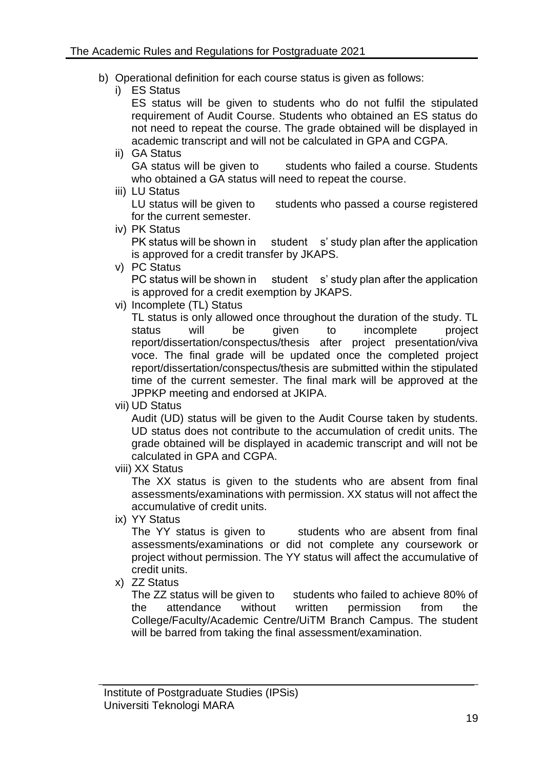b) Operational definition for each course status is given as follows:

   i) ES Status

      ES status will be given to students who do not fulfil the stipulated requirement of Audit Course. Students who obtained an ES status do not need to repeat the course. The grade obtained will be displayed in academic transcript and will not be calculated in GPA and CGPA.

   ii) GA Status

      GA status will be given to students who failed a course. Students who obtained a GA status will need to repeat the course.

   iii) LU Status

      LU status will be given to students who passed a course registered for the current semester.

   iv) PK Status

      PK status will be shown in students' study plan after the application is approved for a credit transfer by JKAPS.

   v) PC Status

      PC status will be shown in students' study plan after the application is approved for a credit exemption by JKAPS.

   vi) Incomplete (TL) Status

      TL status is only allowed once throughout the duration of the study. TL status will be given to incomplete project report/dissertation/conspectus/thesis after project presentation/viva voce. The final grade will be updated once the completed project report/dissertation/conspectus/thesis are submitted within the stipulated time of the current semester. The final mark will be approved at the JPPKP meeting and endorsed at JKIPA.

   vii) UD Status

      Audit (UD) status will be given to the Audit Course taken by students. UD status does not contribute to the accumulation of credit units. The grade obtained will be displayed in academic transcript and will not be calculated in GPA and CGPA.

   viii) XX Status

      The XX status is given to the students who are absent from final assessments/examinations with permission. XX status will not affect the accumulative of credit units.

   ix) YY Status

      The YY status is given to students who are absent from final assessments/examinations or did not complete any coursework or project without permission. The YY status will affect the accumulative of credit units.

   x) ZZ Status

      The ZZ status will be given to students who failed to achieve 80% of the attendance without written permission from the College/Faculty/Academic Centre/UiTM Branch Campus. The student will be barred from taking the final assessment/examination.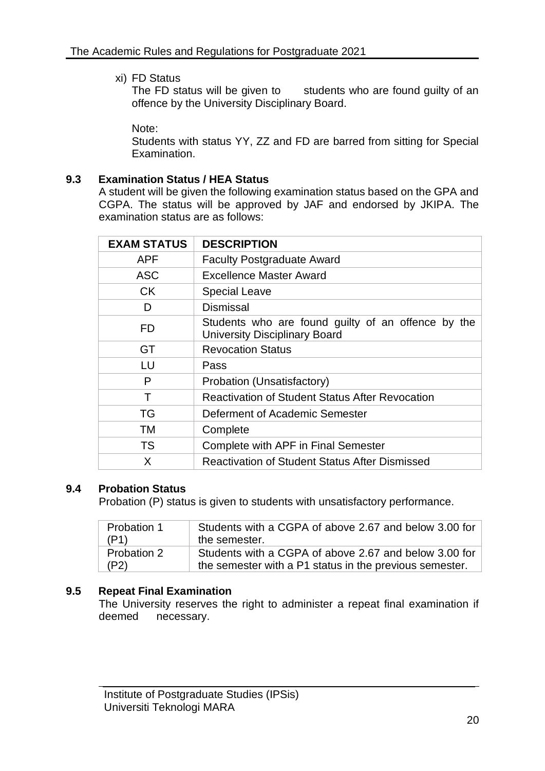xi) FD Status

The FD status will be given to students who are found guilty of an offence by the University Disciplinary Board.

Note:

Students with status YY, ZZ and FD are barred from sitting for Special Examination.

### 9.3 Examination Status / HEA Status

A student will be given the following examination status based on the GPA and CGPA. The status will be approved by JAF and endorsed by JKIPA. The examination status are as follows:

| EXAM STATUS | DESCRIPTION |
|---|---|
| APF | Faculty Postgraduate Award |
| ASC | Excellence Master Award |
| CK | Special Leave |
| D | Dismissal |
| FD | Students who are found guilty of an offence by the University Disciplinary Board |
| GT | Revocation Status |
| LU | Pass |
| P | Probation (Unsatisfactory) |
| T | Reactivation of Student Status After Revocation |
| TG | Deferment of Academic Semester |
| TM | Complete |
| TS | Complete with APF in Final Semester |
| X | Reactivation of Student Status After Dismissed |

### 9.4 Probation Status

Probation (P) status is given to students with unsatisfactory performance.

| Probation 1 (P1) | Students with a CGPA of above 2.67 and below 3.00 for the semester. |
|---|---|
| Probation 2 (P2) | Students with a CGPA of above 2.67 and below 3.00 for the semester with a P1 status in the previous semester. |

### 9.5 Repeat Final Examination

The University reserves the right to administer a repeat final examination if deemed necessary.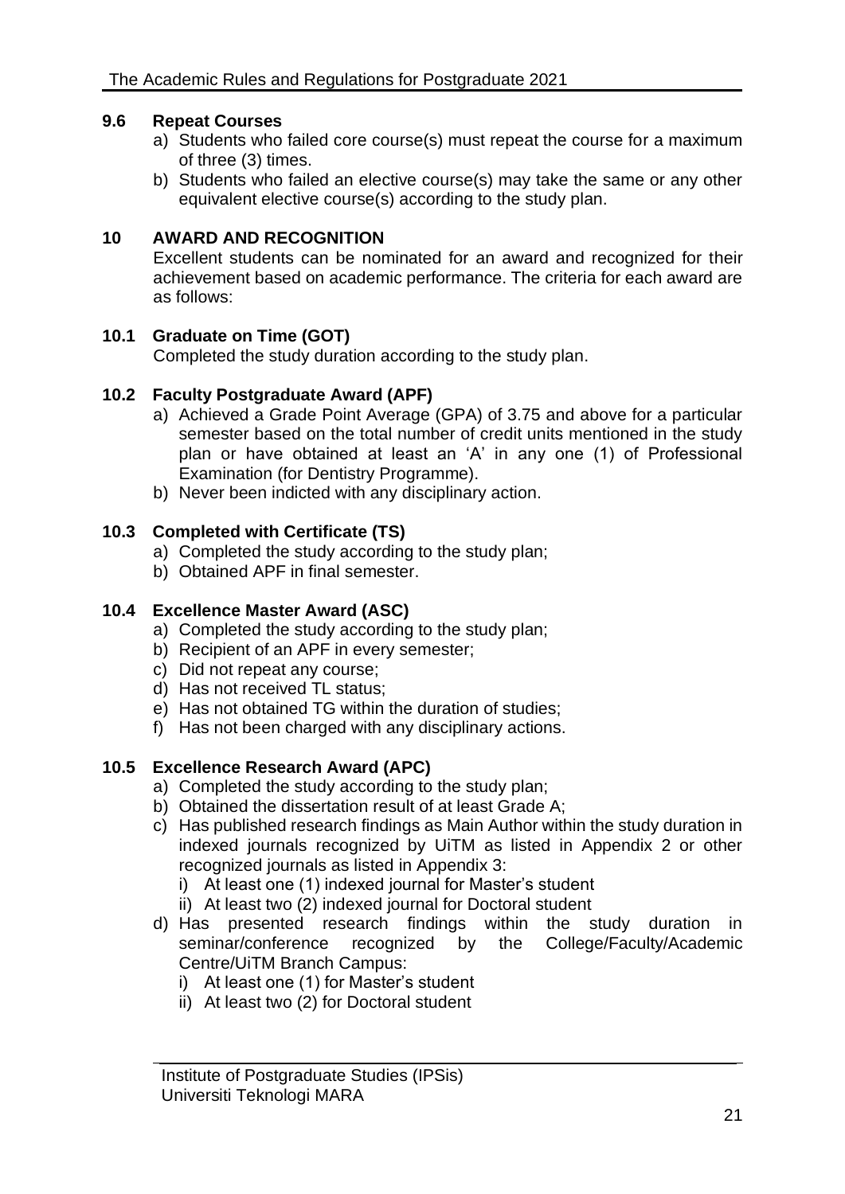### 9.6 Repeat Courses

a) Students who failed core course(s) must repeat the course for a maximum of three (3) times.

b) Students who failed an elective course(s) may take the same or any other equivalent elective course(s) according to the study plan.

## 10 AWARD AND RECOGNITION

Excellent students can be nominated for an award and recognized for their achievement based on academic performance. The criteria for each award are as follows:

### 10.1 Graduate on Time (GOT)

Completed the study duration according to the study plan.

### 10.2 Faculty Postgraduate Award (APF)

a) Achieved a Grade Point Average (GPA) of 3.75 and above for a particular semester based on the total number of credit units mentioned in the study plan or have obtained at least an 'A' in any one (1) of Professional Examination (for Dentistry Programme).

b) Never been indicted with any disciplinary action.

### 10.3 Completed with Certificate (TS)

a) Completed the study according to the study plan;

b) Obtained APF in final semester.

### 10.4 Excellence Master Award (ASC)

a) Completed the study according to the study plan;

b) Recipient of an APF in every semester;

c) Did not repeat any course;

d) Has not received TL status;

e) Has not obtained TG within the duration of studies;

f) Has not been charged with any disciplinary actions.

### 10.5 Excellence Research Award (APC)

a) Completed the study according to the study plan;

b) Obtained the dissertation result of at least Grade A;

c) Has published research findings as Main Author within the study duration in indexed journals recognized by UiTM as listed in Appendix 2 or other recognized journals as listed in Appendix 3:
   - i) At least one (1) indexed journal for Master's student
   - ii) At least two (2) indexed journal for Doctoral student

d) Has presented research findings within the study duration in seminar/conference recognized by the College/Faculty/Academic Centre/UiTM Branch Campus:
   - i) At least one (1) for Master's student
   - ii) At least two (2) for Doctoral student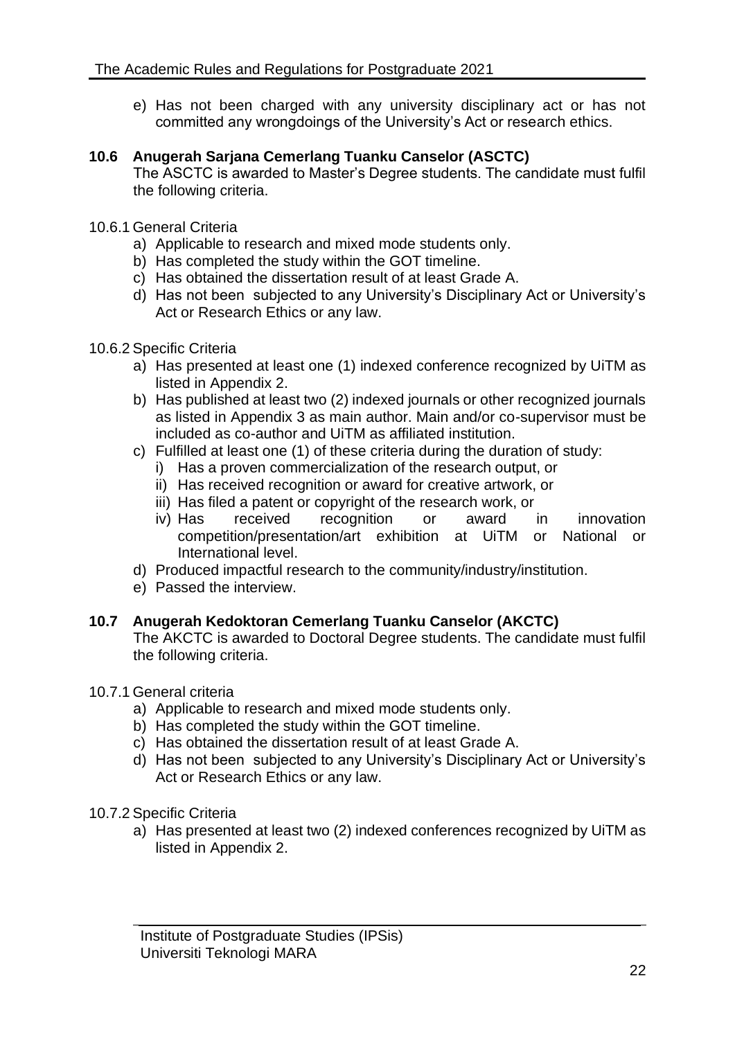e) Has not been charged with any university disciplinary act or has not committed any wrongdoings of the University's Act or research ethics.

### 10.6 Anugerah Sarjana Cemerlang Tuanku Canselor (ASCTC)

The ASCTC is awarded to Master's Degree students. The candidate must fulfil the following criteria.

10.6.1 General Criteria

a) Applicable to research and mixed mode students only.
b) Has completed the study within the GOT timeline.
c) Has obtained the dissertation result of at least Grade A.
d) Has not been subjected to any University's Disciplinary Act or University's Act or Research Ethics or any law.

10.6.2 Specific Criteria

a) Has presented at least one (1) indexed conference recognized by UiTM as listed in Appendix 2.
b) Has published at least two (2) indexed journals or other recognized journals as listed in Appendix 3 as main author. Main and/or co-supervisor must be included as co-author and UiTM as affiliated institution.
c) Fulfilled at least one (1) of these criteria during the duration of study:
   i) Has a proven commercialization of the research output, or
   ii) Has received recognition or award for creative artwork, or
   iii) Has filed a patent or copyright of the research work, or
   iv) Has received recognition or award in innovation competition/presentation/art exhibition at UiTM or National or International level.
d) Produced impactful research to the community/industry/institution.
e) Passed the interview.

### 10.7 Anugerah Kedoktoran Cemerlang Tuanku Canselor (AKCTC)

The AKCTC is awarded to Doctoral Degree students. The candidate must fulfil the following criteria.

10.7.1 General criteria

a) Applicable to research and mixed mode students only.
b) Has completed the study within the GOT timeline.
c) Has obtained the dissertation result of at least Grade A.
d) Has not been subjected to any University's Disciplinary Act or University's Act or Research Ethics or any law.

10.7.2 Specific Criteria

a) Has presented at least two (2) indexed conferences recognized by UiTM as listed in Appendix 2.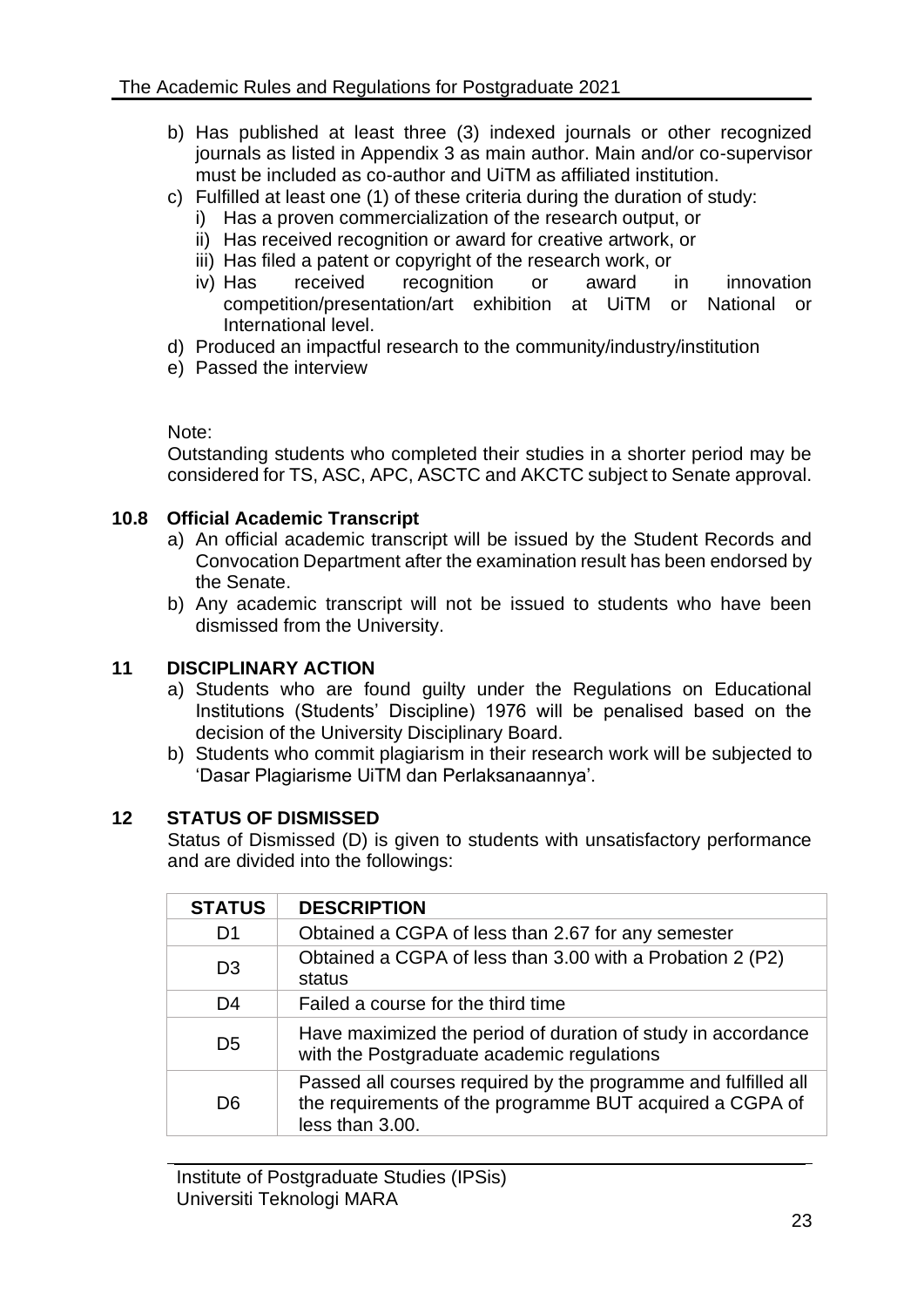b) Has published at least three (3) indexed journals or other recognized journals as listed in Appendix 3 as main author. Main and/or co-supervisor must be included as co-author and UiTM as affiliated institution.
c) Fulfilled at least one (1) of these criteria during the duration of study:
   i) Has a proven commercialization of the research output, or
   ii) Has received recognition or award for creative artwork, or
   iii) Has filed a patent or copyright of the research work, or
   iv) Has received recognition or award in innovation competition/presentation/art exhibition at UiTM or National or International level.
d) Produced an impactful research to the community/industry/institution
e) Passed the interview

Note:
Outstanding students who completed their studies in a shorter period may be considered for TS, ASC, APC, ASCTC and AKCTC subject to Senate approval.

### 10.8 Official Academic Transcript

a) An official academic transcript will be issued by the Student Records and Convocation Department after the examination result has been endorsed by the Senate.
b) Any academic transcript will not be issued to students who have been dismissed from the University.

## 11 DISCIPLINARY ACTION

a) Students who are found guilty under the Regulations on Educational Institutions (Students' Discipline) 1976 will be penalised based on the decision of the University Disciplinary Board.
b) Students who commit plagiarism in their research work will be subjected to 'Dasar Plagiarisme UiTM dan Perlaksanaannya'.

## 12 STATUS OF DISMISSED

Status of Dismissed (D) is given to students with unsatisfactory performance and are divided into the followings:

| STATUS | DESCRIPTION |
|---|---|
| D1 | Obtained a CGPA of less than 2.67 for any semester |
| D3 | Obtained a CGPA of less than 3.00 with a Probation 2 (P2) status |
| D4 | Failed a course for the third time |
| D5 | Have maximized the period of duration of study in accordance with the Postgraduate academic regulations |
| D6 | Passed all courses required by the programme and fulfilled all the requirements of the programme BUT acquired a CGPA of less than 3.00. |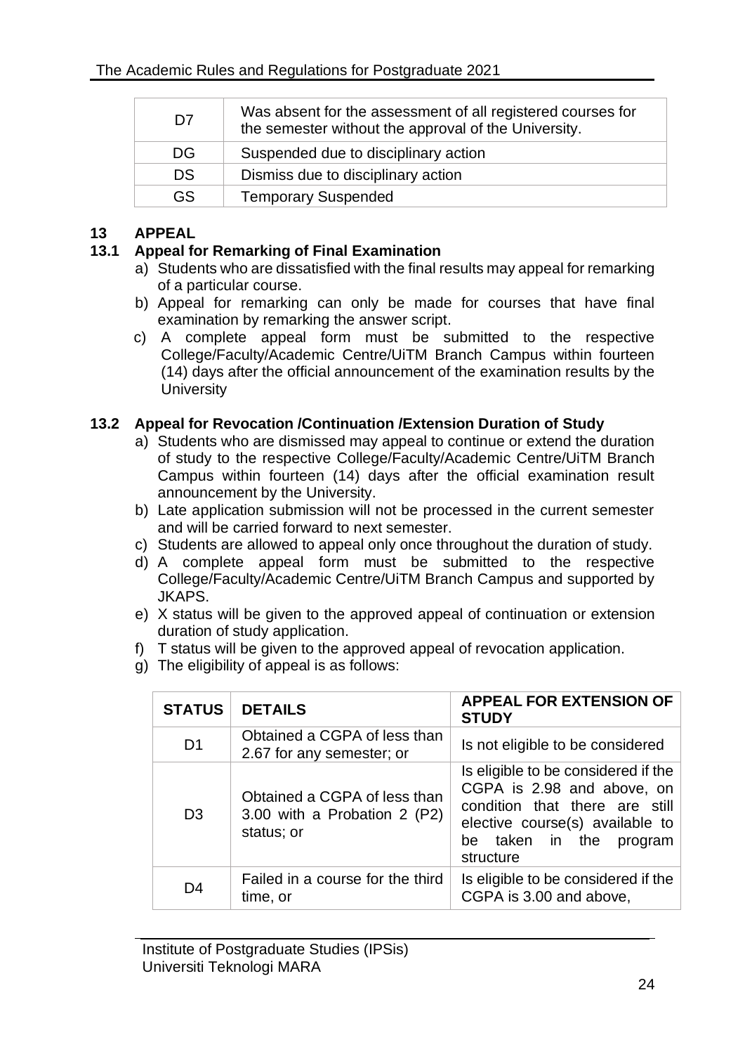| D7 | Was absent for the assessment of all registered courses for the semester without the approval of the University. |
|---|---|
| DG | Suspended due to disciplinary action |
| DS | Dismiss due to disciplinary action |
| GS | Temporary Suspended |

## 13 APPEAL

### 13.1 Appeal for Remarking of Final Examination

a) Students who are dissatisfied with the final results may appeal for remarking of a particular course.

b) Appeal for remarking can only be made for courses that have final examination by remarking the answer script.

c) A complete appeal form must be submitted to the respective College/Faculty/Academic Centre/UiTM Branch Campus within fourteen (14) days after the official announcement of the examination results by the University

### 13.2 Appeal for Revocation /Continuation /Extension Duration of Study

a) Students who are dismissed may appeal to continue or extend the duration of study to the respective College/Faculty/Academic Centre/UiTM Branch Campus within fourteen (14) days after the official examination result announcement by the University.

b) Late application submission will not be processed in the current semester and will be carried forward to next semester.

c) Students are allowed to appeal only once throughout the duration of study.

d) A complete appeal form must be submitted to the respective College/Faculty/Academic Centre/UiTM Branch Campus and supported by JKAPS.

e) X status will be given to the approved appeal of continuation or extension duration of study application.

f) T status will be given to the approved appeal of revocation application.

g) The eligibility of appeal is as follows:

| STATUS | DETAILS | APPEAL FOR EXTENSION OF STUDY |
|---|---|---|
| D1 | Obtained a CGPA of less than 2.67 for any semester; or | Is not eligible to be considered |
| D3 | Obtained a CGPA of less than 3.00 with a Probation 2 (P2) status; or | Is eligible to be considered if the CGPA is 2.98 and above, on condition that there are still elective course(s) available to be taken in the program structure |
| D4 | Failed in a course for the third time, or | Is eligible to be considered if the CGPA is 3.00 and above, |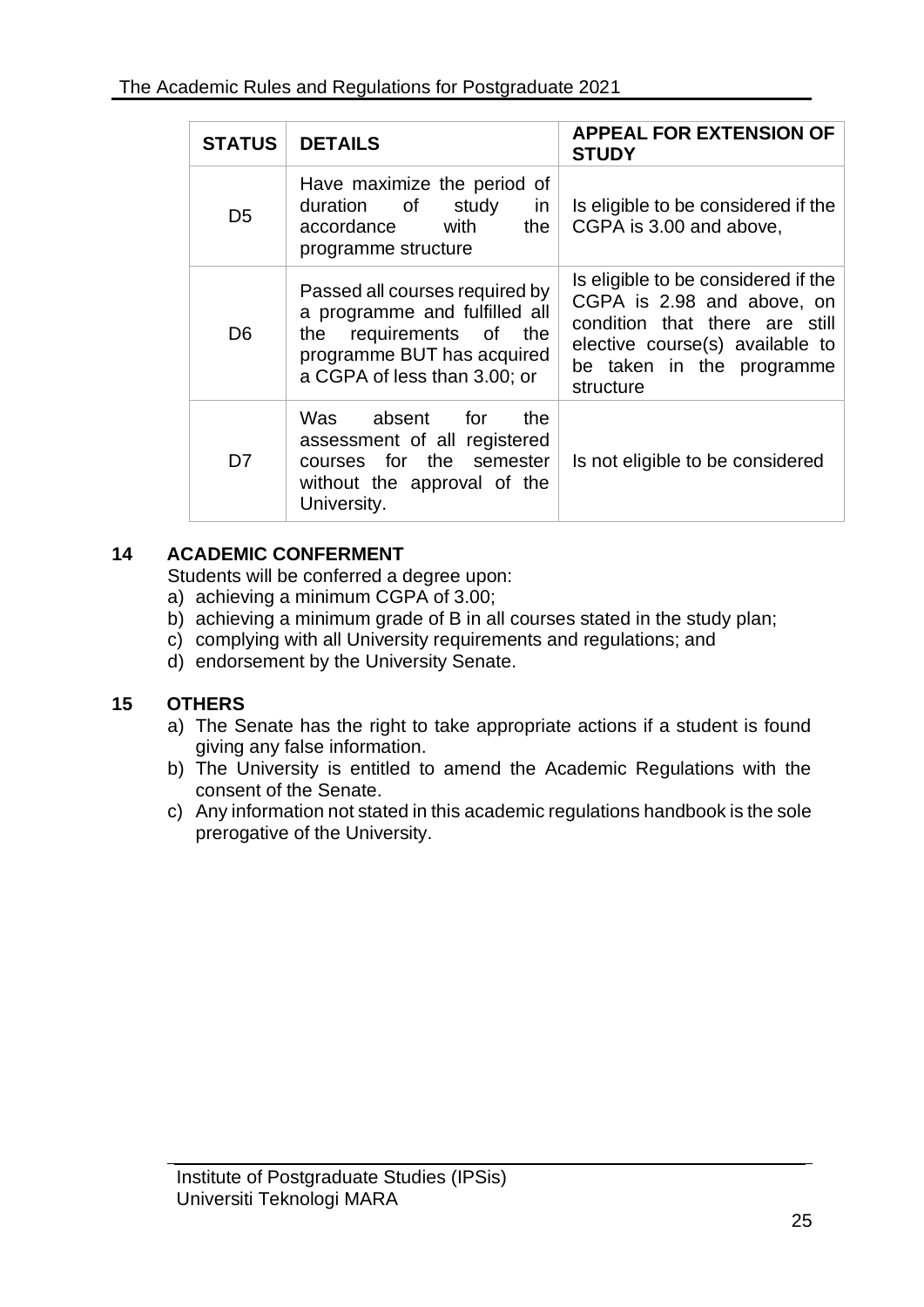| STATUS | DETAILS | APPEAL FOR EXTENSION OF STUDY |
|---|---|---|
| D5 | Have maximize the period of duration of study in accordance with the programme structure | Is eligible to be considered if the CGPA is 3.00 and above, |
| D6 | Passed all courses required by a programme and fulfilled all the requirements of the programme BUT has acquired a CGPA of less than 3.00; or | Is eligible to be considered if the CGPA is 2.98 and above, on condition that there are still elective course(s) available to be taken in the programme structure |
| D7 | Was absent for the assessment of all registered courses for the semester without the approval of the University. | Is not eligible to be considered |

## 14 ACADEMIC CONFERMENT

Students will be conferred a degree upon:

a) achieving a minimum CGPA of 3.00;
b) achieving a minimum grade of B in all courses stated in the study plan;
c) complying with all University requirements and regulations; and
d) endorsement by the University Senate.

## 15 OTHERS

a) The Senate has the right to take appropriate actions if a student is found giving any false information.
b) The University is entitled to amend the Academic Regulations with the consent of the Senate.
c) Any information not stated in this academic regulations handbook is the sole prerogative of the University.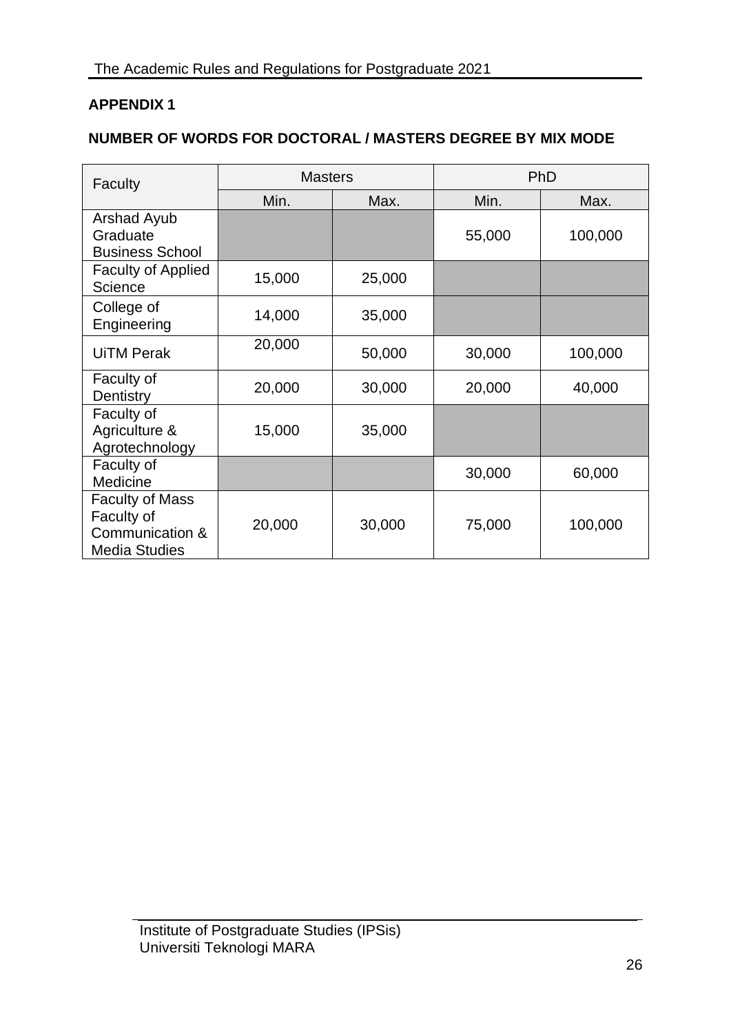## APPENDIX 1

### NUMBER OF WORDS FOR DOCTORAL / MASTERS DEGREE BY MIX MODE

| Faculty | Masters | | PhD | |
|---|---|---|---|---|
| | Min. | Max. | Min. | Max. |
| Arshad Ayub Graduate Business School | | | 55,000 | 100,000 |
| Faculty of Applied Science | 15,000 | 25,000 | | |
| College of Engineering | 14,000 | 35,000 | | |
| UiTM Perak | 20,000 | 50,000 | 30,000 | 100,000 |
| Faculty of Dentistry | 20,000 | 30,000 | 20,000 | 40,000 |
| Faculty of Agriculture & Agrotechnology | 15,000 | 35,000 | | |
| Faculty of Medicine | | | 30,000 | 60,000 |
| Faculty of Mass Faculty of Communication & Media Studies | 20,000 | 30,000 | 75,000 | 100,000 |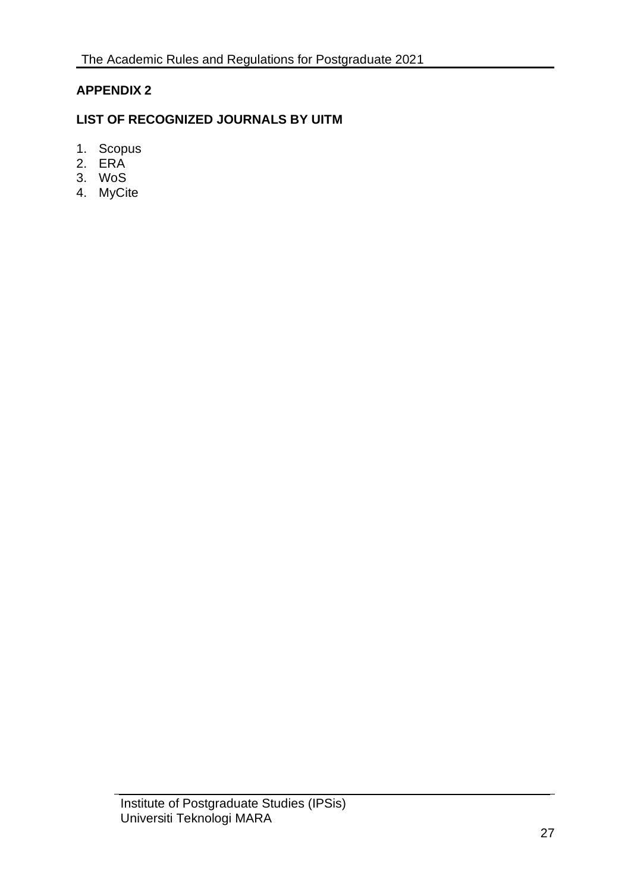## APPENDIX 2

## LIST OF RECOGNIZED JOURNALS BY UITM

1. Scopus
2. ERA
3. WoS
4. MyCite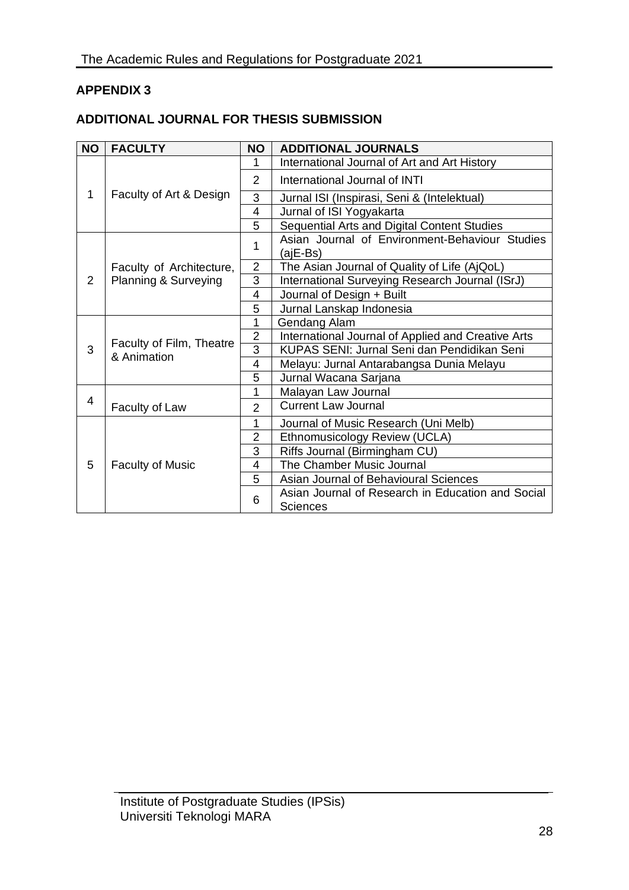## APPENDIX 3

## ADDITIONAL JOURNAL FOR THESIS SUBMISSION

| NO | FACULTY | NO | ADDITIONAL JOURNALS |
|---|---|---|---|
| 1 | Faculty of Art & Design | 1 | International Journal of Art and Art History |
| | | 2 | International Journal of INTI |
| | | 3 | Jurnal ISI (Inspirasi, Seni & (Intelektual) |
| | | 4 | Jurnal of ISI Yogyakarta |
| | | 5 | Sequential Arts and Digital Content Studies |
| 2 | Faculty of Architecture, Planning & Surveying | 1 | Asian Journal of Environment-Behaviour Studies (ajE-Bs) |
| | | 2 | The Asian Journal of Quality of Life (AjQoL) |
| | | 3 | International Surveying Research Journal (ISrJ) |
| | | 4 | Journal of Design + Built |
| | | 5 | Jurnal Lanskap Indonesia |
| 3 | Faculty of Film, Theatre & Animation | 1 | Gendang Alam |
| | | 2 | International Journal of Applied and Creative Arts |
| | | 3 | KUPAS SENI: Jurnal Seni dan Pendidikan Seni |
| | | 4 | Melayu: Jurnal Antarabangsa Dunia Melayu |
| | | 5 | Jurnal Wacana Sarjana |
| 4 | Faculty of Law | 1 | Malayan Law Journal |
| | | 2 | Current Law Journal |
| 5 | Faculty of Music | 1 | Journal of Music Research (Uni Melb) |
| | | 2 | Ethnomusicology Review (UCLA) |
| | | 3 | Riffs Journal (Birmingham CU) |
| | | 4 | The Chamber Music Journal |
| | | 5 | Asian Journal of Behavioural Sciences |
| | | 6 | Asian Journal of Research in Education and Social Sciences |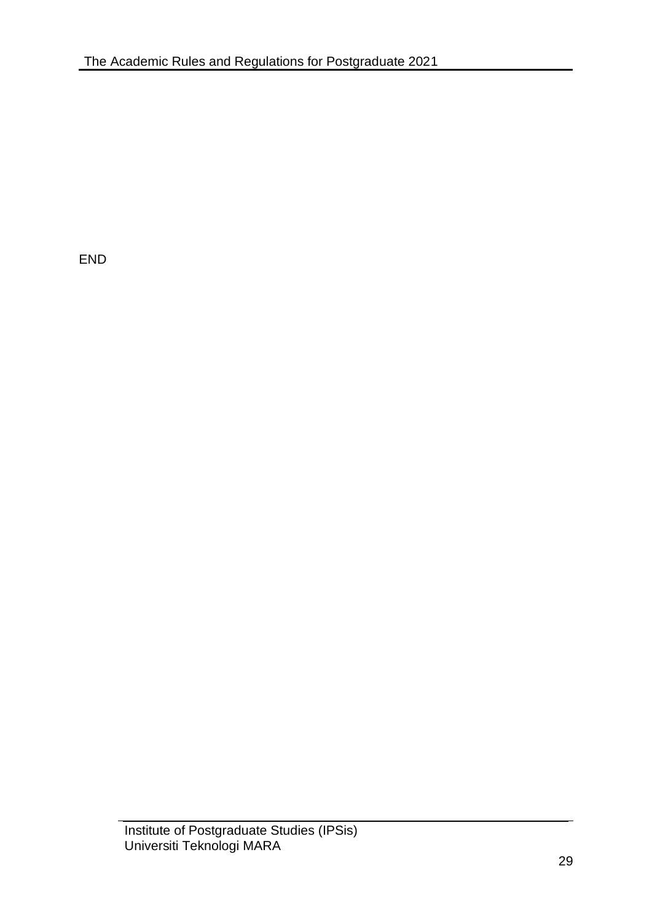END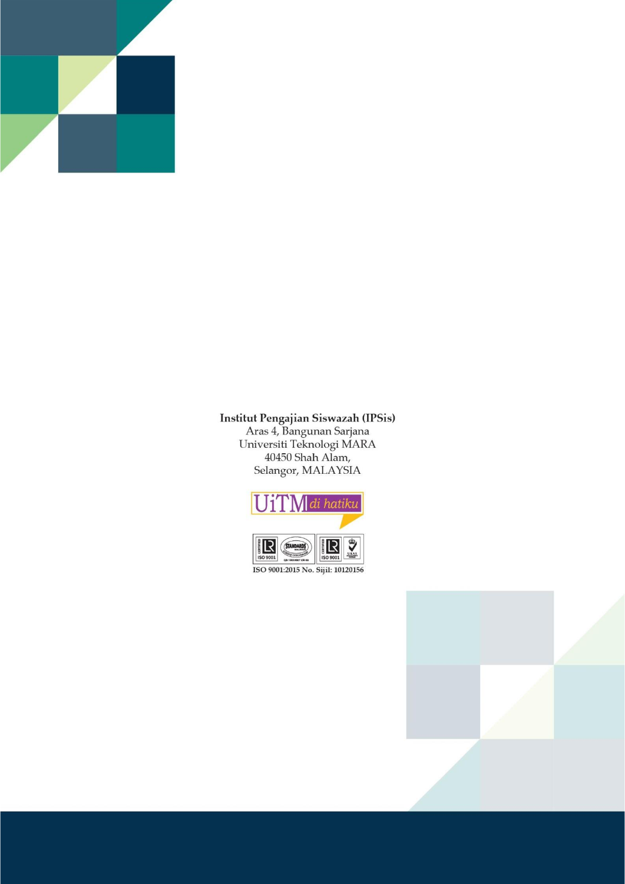**Institut Pengajian Siswazah (IPSis)**
Aras 4, Bangunan Sarjana
Universiti Teknologi MARA
40450 Shah Alam,
Selangor, MALAYSIA

UiTM di hatiku

ISO 9001:2015 No. Sijil: 10120156